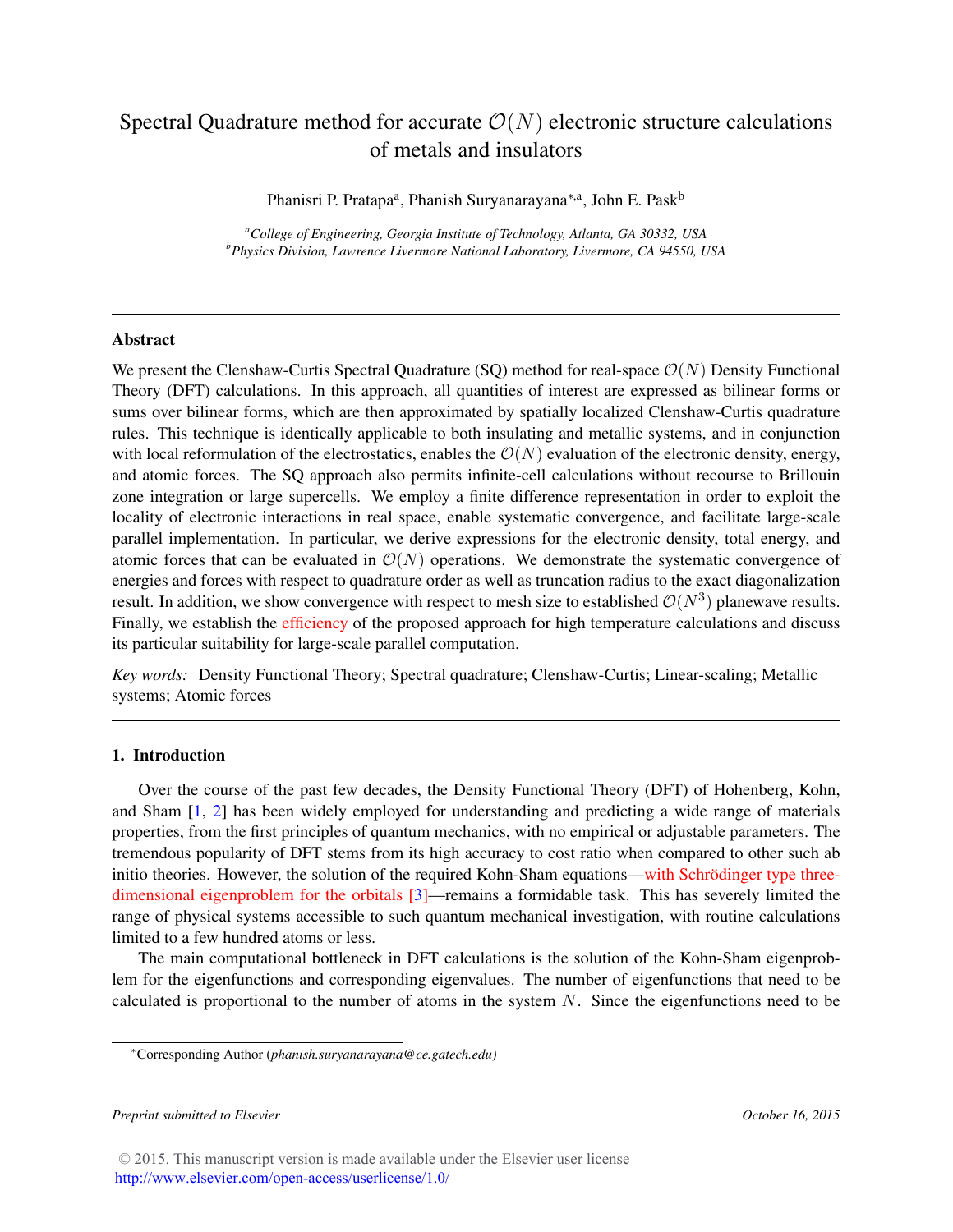# Spectral Quadrature method for accurate $\mathcal{O}(N)$ electronic structure calculations of metals and insulators

Phanisri P. Pratapa[a], Phanish Suryanarayana[*,a], John E. Pask[b]

[a] *College of Engineering, Georgia Institute of Technology, Atlanta, GA 30332, USA*
[b] *Physics Division, Lawrence Livermore National Laboratory, Livermore, CA 94550, USA*

---

## Abstract

We present the Clenshaw-Curtis Spectral Quadrature (SQ) method for real-space $\mathcal{O}(N)$ Density Functional Theory (DFT) calculations. In this approach, all quantities of interest are expressed as bilinear forms or sums over bilinear forms, which are then approximated by spatially localized Clenshaw-Curtis quadrature rules. This technique is identically applicable to both insulating and metallic systems, and in conjunction with local reformulation of the electrostatics, enables the $\mathcal{O}(N)$ evaluation of the electronic density, energy, and atomic forces. The SQ approach also permits infinite-cell calculations without recourse to Brillouin zone integration or large supercells. We employ a finite difference representation in order to exploit the locality of electronic interactions in real space, enable systematic convergence, and facilitate large-scale parallel implementation. In particular, we derive expressions for the electronic density, total energy, and atomic forces that can be evaluated in $\mathcal{O}(N)$ operations. We demonstrate the systematic convergence of energies and forces with respect to quadrature order as well as truncation radius to the exact diagonalization result. In addition, we show convergence with respect to mesh size to established $\mathcal{O}(N^3)$ planewave results. Finally, we establish the efficiency of the proposed approach for high temperature calculations and discuss its particular suitability for large-scale parallel computation.

*Key words:* Density Functional Theory; Spectral quadrature; Clenshaw-Curtis; Linear-scaling; Metallic systems; Atomic forces

---

## 1. Introduction

Over the course of the past few decades, the Density Functional Theory (DFT) of Hohenberg, Kohn, and Sham [1, 2] has been widely employed for understanding and predicting a wide range of materials properties, from the first principles of quantum mechanics, with no empirical or adjustable parameters. The tremendous popularity of DFT stems from its high accuracy to cost ratio when compared to other such ab initio theories. However, the solution of the required Kohn-Sham equations—with Schrödinger type three-dimensional eigenproblem for the orbitals [3]—remains a formidable task. This has severely limited the range of physical systems accessible to such quantum mechanical investigation, with routine calculations limited to a few hundred atoms or less.

The main computational bottleneck in DFT calculations is the solution of the Kohn-Sham eigenproblem for the eigenfunctions and corresponding eigenvalues. The number of eigenfunctions that need to be calculated is proportional to the number of atoms in the system $N$. Since the eigenfunctions need to be

[*] Corresponding Author (*phanish.suryanarayana@ce.gatech.edu)*

*Preprint submitted to Elsevier* *October 16, 2015*

© 2015. This manuscript version is made available under the Elsevier user license
http://www.elsevier.com/open-access/userlicense/1.0/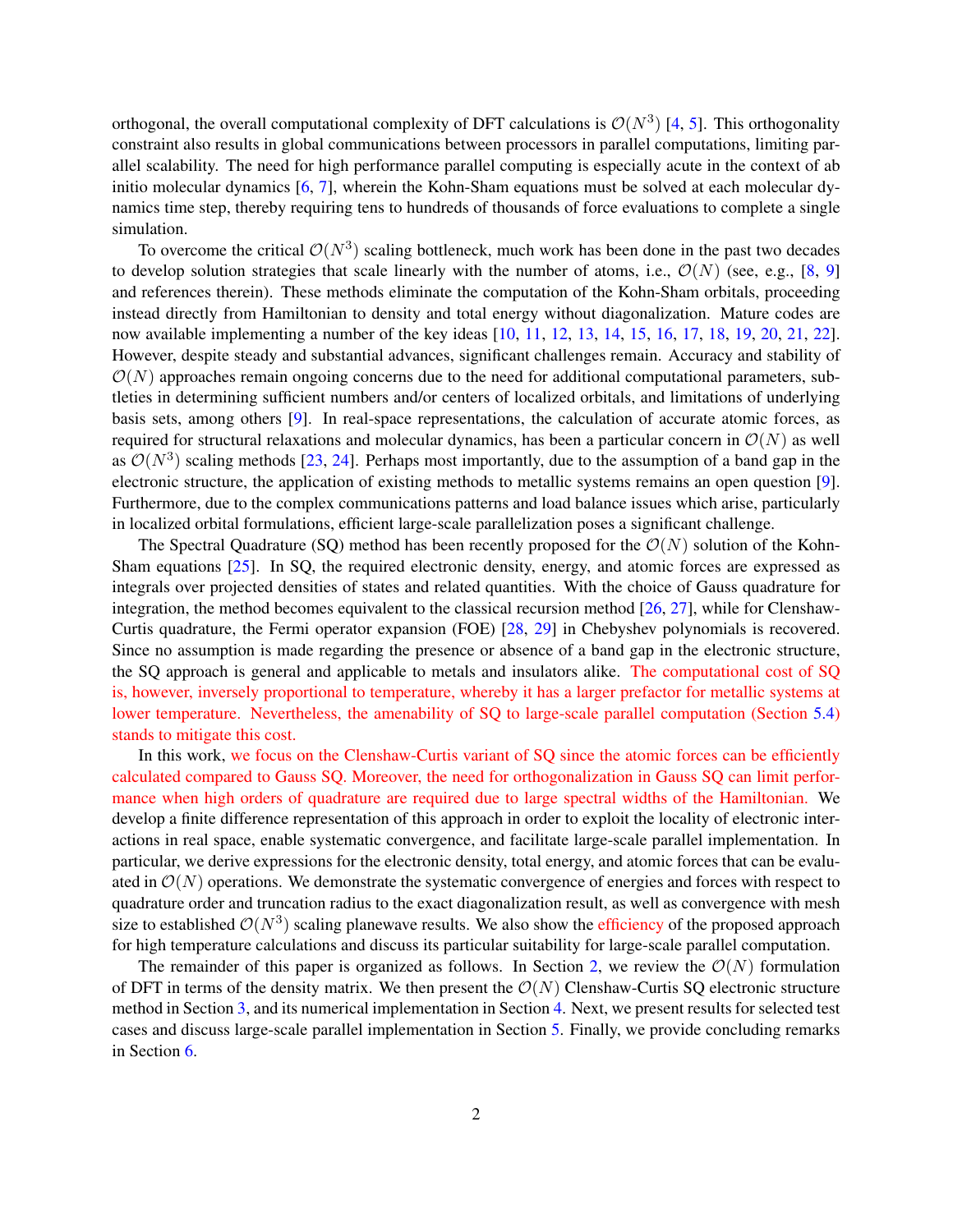orthogonal, the overall computational complexity of DFT calculations is $\mathcal{O}(N^3)$ [4, 5]. This orthogonality constraint also results in global communications between processors in parallel computations, limiting parallel scalability. The need for high performance parallel computing is especially acute in the context of ab initio molecular dynamics [6, 7], wherein the Kohn-Sham equations must be solved at each molecular dynamics time step, thereby requiring tens to hundreds of thousands of force evaluations to complete a single simulation.

To overcome the critical $\mathcal{O}(N^3)$ scaling bottleneck, much work has been done in the past two decades to develop solution strategies that scale linearly with the number of atoms, i.e., $\mathcal{O}(N)$ (see, e.g., [8, 9] and references therein). These methods eliminate the computation of the Kohn-Sham orbitals, proceeding instead directly from Hamiltonian to density and total energy without diagonalization. Mature codes are now available implementing a number of the key ideas [10, 11, 12, 13, 14, 15, 16, 17, 18, 19, 20, 21, 22]. However, despite steady and substantial advances, significant challenges remain. Accuracy and stability of $\mathcal{O}(N)$ approaches remain ongoing concerns due to the need for additional computational parameters, subtleties in determining sufficient numbers and/or centers of localized orbitals, and limitations of underlying basis sets, among others [9]. In real-space representations, the calculation of accurate atomic forces, as required for structural relaxations and molecular dynamics, has been a particular concern in $\mathcal{O}(N)$ as well as $\mathcal{O}(N^3)$ scaling methods [23, 24]. Perhaps most importantly, due to the assumption of a band gap in the electronic structure, the application of existing methods to metallic systems remains an open question [9]. Furthermore, due to the complex communications patterns and load balance issues which arise, particularly in localized orbital formulations, efficient large-scale parallelization poses a significant challenge.

The Spectral Quadrature (SQ) method has been recently proposed for the $\mathcal{O}(N)$ solution of the Kohn-Sham equations [25]. In SQ, the required electronic density, energy, and atomic forces are expressed as integrals over projected densities of states and related quantities. With the choice of Gauss quadrature for integration, the method becomes equivalent to the classical recursion method [26, 27], while for Clenshaw-Curtis quadrature, the Fermi operator expansion (FOE) [28, 29] in Chebyshev polynomials is recovered. Since no assumption is made regarding the presence or absence of a band gap in the electronic structure, the SQ approach is general and applicable to metals and insulators alike. The computational cost of SQ is, however, inversely proportional to temperature, whereby it has a larger prefactor for metallic systems at lower temperature. Nevertheless, the amenability of SQ to large-scale parallel computation (Section 5.4) stands to mitigate this cost.

In this work, we focus on the Clenshaw-Curtis variant of SQ since the atomic forces can be efficiently calculated compared to Gauss SQ. Moreover, the need for orthogonalization in Gauss SQ can limit performance when high orders of quadrature are required due to large spectral widths of the Hamiltonian. We develop a finite difference representation of this approach in order to exploit the locality of electronic interactions in real space, enable systematic convergence, and facilitate large-scale parallel implementation. In particular, we derive expressions for the electronic density, total energy, and atomic forces that can be evaluated in $\mathcal{O}(N)$ operations. We demonstrate the systematic convergence of energies and forces with respect to quadrature order and truncation radius to the exact diagonalization result, as well as convergence with mesh size to established $\mathcal{O}(N^3)$ scaling planewave results. We also show the efficiency of the proposed approach for high temperature calculations and discuss its particular suitability for large-scale parallel computation.

The remainder of this paper is organized as follows. In Section 2, we review the $\mathcal{O}(N)$ formulation of DFT in terms of the density matrix. We then present the $\mathcal{O}(N)$ Clenshaw-Curtis SQ electronic structure method in Section 3, and its numerical implementation in Section 4. Next, we present results for selected test cases and discuss large-scale parallel implementation in Section 5. Finally, we provide concluding remarks in Section 6.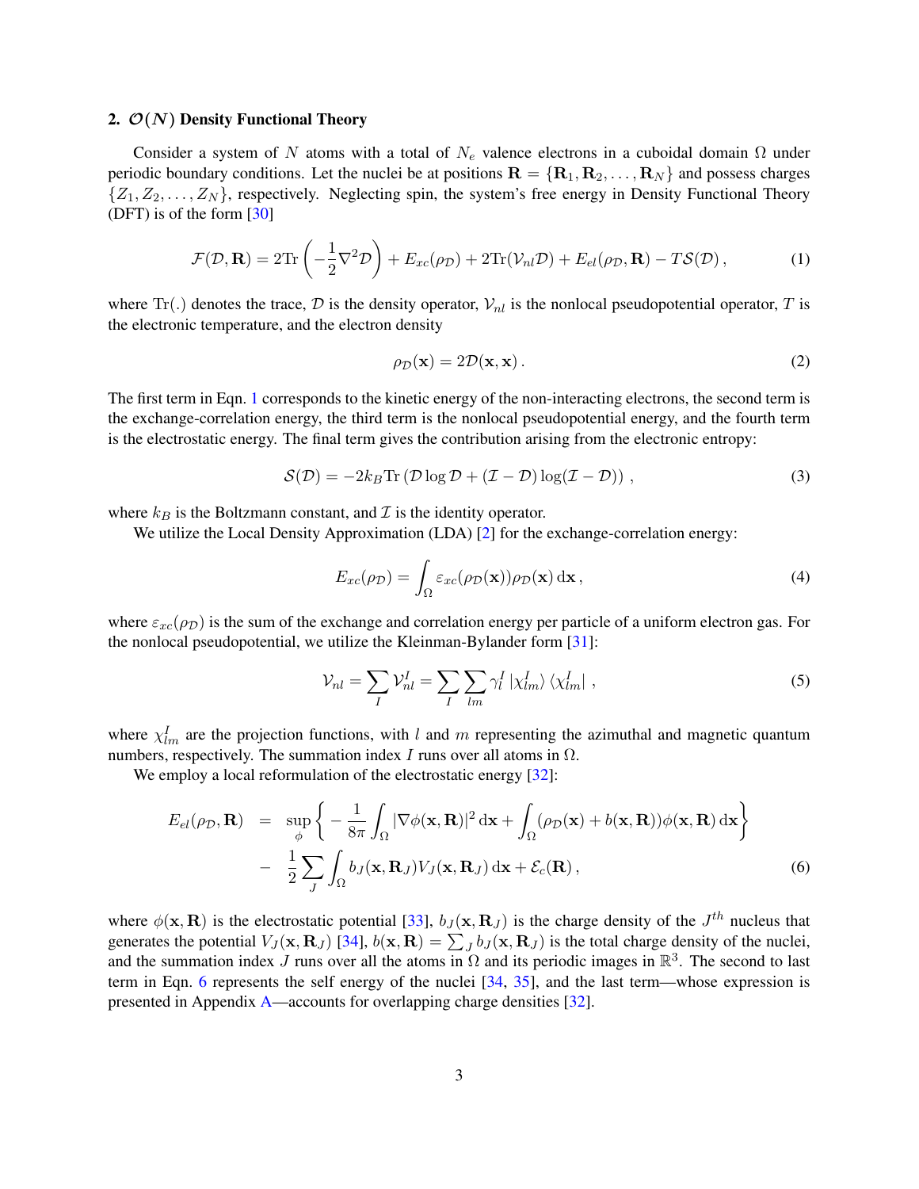## 2. $\mathcal{O}(N)$ Density Functional Theory

Consider a system of $N$ atoms with a total of $N_e$ valence electrons in a cuboidal domain $\Omega$ under periodic boundary conditions. Let the nuclei be at positions $\mathbf{R} = \{\mathbf{R}_1, \mathbf{R}_2, \ldots, \mathbf{R}_N\}$ and possess charges $\{Z_1, Z_2, \ldots, Z_N\}$, respectively. Neglecting spin, the system's free energy in Density Functional Theory (DFT) is of the form [30]

$$\mathcal{F}(\mathcal{D}, \mathbf{R}) = 2\mathrm{Tr}\left(-\frac{1}{2}\nabla^2 \mathcal{D}\right) + E_{xc}(\rho_{\mathcal{D}}) + 2\mathrm{Tr}(\mathcal{V}_{nl}\mathcal{D}) + E_{el}(\rho_{\mathcal{D}}, \mathbf{R}) - T\mathcal{S}(\mathcal{D}) \,, \tag{1}$$

where $\mathrm{Tr}(.)$ denotes the trace, $\mathcal{D}$ is the density operator, $\mathcal{V}_{nl}$ is the nonlocal pseudopotential operator, $T$ is the electronic temperature, and the electron density

$$\rho_{\mathcal{D}}(\mathbf{x}) = 2\mathcal{D}(\mathbf{x}, \mathbf{x}) \,. \tag{2}$$

The first term in Eqn. 1 corresponds to the kinetic energy of the non-interacting electrons, the second term is the exchange-correlation energy, the third term is the nonlocal pseudopotential energy, and the fourth term is the electrostatic energy. The final term gives the contribution arising from the electronic entropy:

$$\mathcal{S}(\mathcal{D}) = -2k_B \mathrm{Tr}\left(\mathcal{D}\log\mathcal{D} + (\mathcal{I} - \mathcal{D})\log(\mathcal{I} - \mathcal{D})\right) \,, \tag{3}$$

where $k_B$ is the Boltzmann constant, and $\mathcal{I}$ is the identity operator.

We utilize the Local Density Approximation (LDA) [2] for the exchange-correlation energy:

$$E_{xc}(\rho_{\mathcal{D}}) = \int_{\Omega} \varepsilon_{xc}(\rho_{\mathcal{D}}(\mathbf{x}))\rho_{\mathcal{D}}(\mathbf{x}) \, \mathrm{d}\mathbf{x} \,, \tag{4}$$

where $\varepsilon_{xc}(\rho_{\mathcal{D}})$ is the sum of the exchange and correlation energy per particle of a uniform electron gas. For the nonlocal pseudopotential, we utilize the Kleinman-Bylander form [31]:

$$\mathcal{V}_{nl} = \sum_I \mathcal{V}_{nl}^I = \sum_I \sum_{lm} \gamma_l^I \left|\chi_{lm}^I\right\rangle \left\langle \chi_{lm}^I\right| \,, \tag{5}$$

where $\chi_{lm}^I$ are the projection functions, with $l$ and $m$ representing the azimuthal and magnetic quantum numbers, respectively. The summation index $I$ runs over all atoms in $\Omega$.

We employ a local reformulation of the electrostatic energy [32]:

$$\begin{aligned} E_{el}(\rho_{\mathcal{D}}, \mathbf{R}) \;&=\; \sup_{\phi} \left\{ -\frac{1}{8\pi} \int_{\Omega} |\nabla\phi(\mathbf{x}, \mathbf{R})|^2 \, \mathrm{d}\mathbf{x} + \int_{\Omega} (\rho_{\mathcal{D}}(\mathbf{x}) + b(\mathbf{x}, \mathbf{R}))\phi(\mathbf{x}, \mathbf{R}) \, \mathrm{d}\mathbf{x} \right\} \\ &\;-\; \frac{1}{2}\sum_J \int_{\Omega} b_J(\mathbf{x}, \mathbf{R}_J) V_J(\mathbf{x}, \mathbf{R}_J) \, \mathrm{d}\mathbf{x} + \mathcal{E}_c(\mathbf{R}) \,, \end{aligned} \tag{6}$$

where $\phi(\mathbf{x}, \mathbf{R})$ is the electrostatic potential [33], $b_J(\mathbf{x}, \mathbf{R}_J)$ is the charge density of the $J^{th}$ nucleus that generates the potential $V_J(\mathbf{x}, \mathbf{R}_J)$ [34], $b(\mathbf{x}, \mathbf{R}) = \sum_J b_J(\mathbf{x}, \mathbf{R}_J)$ is the total charge density of the nuclei, and the summation index $J$ runs over all the atoms in $\Omega$ and its periodic images in $\mathbb{R}^3$. The second to last term in Eqn. 6 represents the self energy of the nuclei [34, 35], and the last term—whose expression is presented in Appendix A—accounts for overlapping charge densities [32].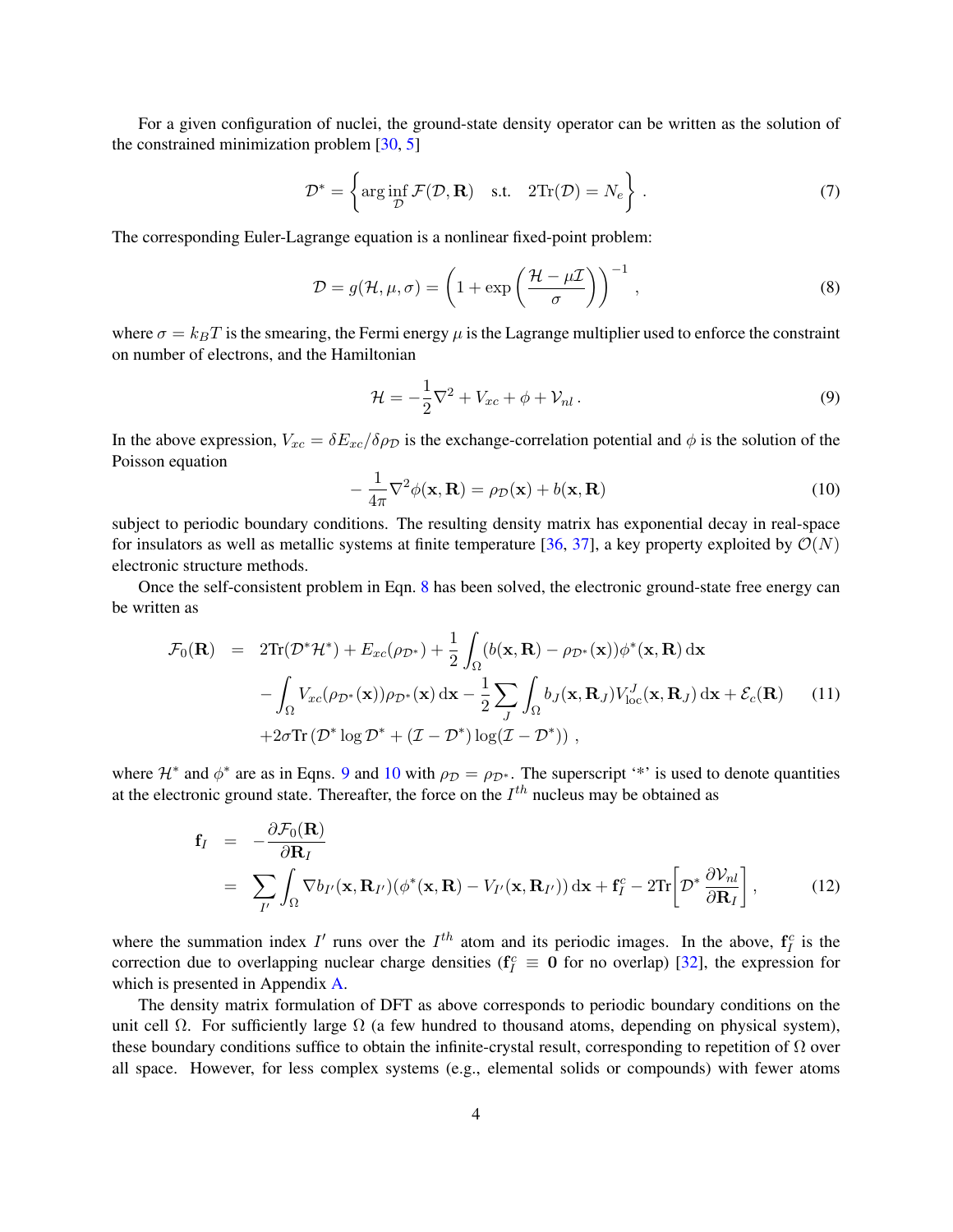For a given configuration of nuclei, the ground-state density operator can be written as the solution of the constrained minimization problem [30, 5]

$$\mathcal{D}^* = \left\{ \arg \inf_{\mathcal{D}} \mathcal{F}(\mathcal{D}, \mathbf{R}) \quad \text{s.t.} \quad 2\text{Tr}(\mathcal{D}) = N_e \right\} . \tag{7}$$

The corresponding Euler-Lagrange equation is a nonlinear fixed-point problem:

$$\mathcal{D} = g(\mathcal{H}, \mu, \sigma) = \left( 1 + \exp\left( \frac{\mathcal{H} - \mu \mathcal{I}}{\sigma} \right) \right)^{-1} , \tag{8}$$

where $\sigma = k_B T$ is the smearing, the Fermi energy $\mu$ is the Lagrange multiplier used to enforce the constraint on number of electrons, and the Hamiltonian

$$\mathcal{H} = -\frac{1}{2}\nabla^2 + V_{xc} + \phi + \mathcal{V}_{nl} . \tag{9}$$

In the above expression, $V_{xc} = \delta E_{xc}/\delta \rho_{\mathcal{D}}$ is the exchange-correlation potential and $\phi$ is the solution of the Poisson equation

$$-\frac{1}{4\pi}\nabla^2 \phi(\mathbf{x}, \mathbf{R}) = \rho_{\mathcal{D}}(\mathbf{x}) + b(\mathbf{x}, \mathbf{R}) \tag{10}$$

subject to periodic boundary conditions. The resulting density matrix has exponential decay in real-space for insulators as well as metallic systems at finite temperature [36, 37], a key property exploited by $\mathcal{O}(N)$ electronic structure methods.

Once the self-consistent problem in Eqn. 8 has been solved, the electronic ground-state free energy can be written as

$$\begin{aligned} \mathcal{F}_0(\mathbf{R}) &= 2\text{Tr}(\mathcal{D}^* \mathcal{H}^*) + E_{xc}(\rho_{\mathcal{D}^*}) + \frac{1}{2}\int_{\Omega} (b(\mathbf{x}, \mathbf{R}) - \rho_{\mathcal{D}^*}(\mathbf{x}))\phi^*(\mathbf{x}, \mathbf{R}) \, \mathrm{d}\mathbf{x} \\ &\quad - \int_{\Omega} V_{xc}(\rho_{\mathcal{D}^*}(\mathbf{x}))\rho_{\mathcal{D}^*}(\mathbf{x}) \, \mathrm{d}\mathbf{x} - \frac{1}{2}\sum_J \int_{\Omega} b_J(\mathbf{x}, \mathbf{R}_J) V_{\text{loc}}^J(\mathbf{x}, \mathbf{R}_J) \, \mathrm{d}\mathbf{x} + \mathcal{E}_c(\mathbf{R}) \\ &\quad + 2\sigma \text{Tr}\left( \mathcal{D}^* \log \mathcal{D}^* + (\mathcal{I} - \mathcal{D}^*) \log(\mathcal{I} - \mathcal{D}^*) \right) , \end{aligned} \tag{11}$$

where $\mathcal{H}^*$ and $\phi^*$ are as in Eqns. 9 and 10 with $\rho_{\mathcal{D}} = \rho_{\mathcal{D}^*}$. The superscript '*' is used to denote quantities at the electronic ground state. Thereafter, the force on the $I^{th}$ nucleus may be obtained as

$$\begin{aligned} \mathbf{f}_I &= -\frac{\partial \mathcal{F}_0(\mathbf{R})}{\partial \mathbf{R}_I} \\ &= \sum_{I'} \int_{\Omega} \nabla b_{I'}(\mathbf{x}, \mathbf{R}_{I'})(\phi^*(\mathbf{x}, \mathbf{R}) - V_{I'}(\mathbf{x}, \mathbf{R}_{I'})) \, \mathrm{d}\mathbf{x} + \mathbf{f}_I^c - 2\text{Tr}\left[ \mathcal{D}^* \frac{\partial \mathcal{V}_{nl}}{\partial \mathbf{R}_I} \right] , \end{aligned} \tag{12}$$

where the summation index $I'$ runs over the $I^{th}$ atom and its periodic images. In the above, $\mathbf{f}_I^c$ is the correction due to overlapping nuclear charge densities ($\mathbf{f}_I^c \equiv \mathbf{0}$ for no overlap) [32], the expression for which is presented in Appendix A.

The density matrix formulation of DFT as above corresponds to periodic boundary conditions on the unit cell $\Omega$. For sufficiently large $\Omega$ (a few hundred to thousand atoms, depending on physical system), these boundary conditions suffice to obtain the infinite-crystal result, corresponding to repetition of $\Omega$ over all space. However, for less complex systems (e.g., elemental solids or compounds) with fewer atoms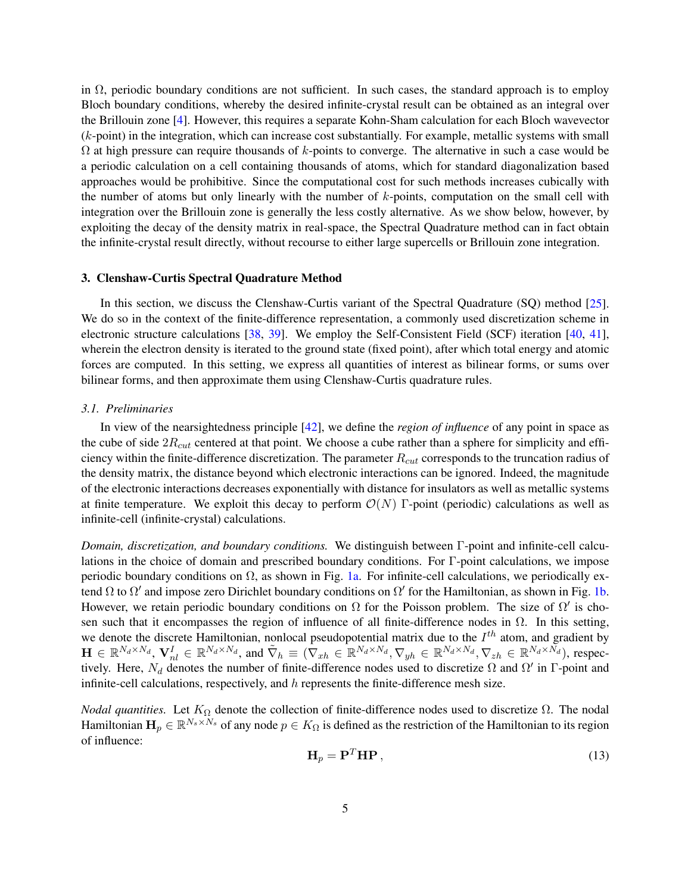in $\Omega$, periodic boundary conditions are not sufficient. In such cases, the standard approach is to employ Bloch boundary conditions, whereby the desired infinite-crystal result can be obtained as an integral over the Brillouin zone [4]. However, this requires a separate Kohn-Sham calculation for each Bloch wavevector ($k$-point) in the integration, which can increase cost substantially. For example, metallic systems with small $\Omega$ at high pressure can require thousands of $k$-points to converge. The alternative in such a case would be a periodic calculation on a cell containing thousands of atoms, which for standard diagonalization based approaches would be prohibitive. Since the computational cost for such methods increases cubically with the number of atoms but only linearly with the number of $k$-points, computation on the small cell with integration over the Brillouin zone is generally the less costly alternative. As we show below, however, by exploiting the decay of the density matrix in real-space, the Spectral Quadrature method can in fact obtain the infinite-crystal result directly, without recourse to either large supercells or Brillouin zone integration.

## 3. Clenshaw-Curtis Spectral Quadrature Method

In this section, we discuss the Clenshaw-Curtis variant of the Spectral Quadrature (SQ) method [25]. We do so in the context of the finite-difference representation, a commonly used discretization scheme in electronic structure calculations [38, 39]. We employ the Self-Consistent Field (SCF) iteration [40, 41], wherein the electron density is iterated to the ground state (fixed point), after which total energy and atomic forces are computed. In this setting, we express all quantities of interest as bilinear forms, or sums over bilinear forms, and then approximate them using Clenshaw-Curtis quadrature rules.

### 3.1. Preliminaries

In view of the nearsightedness principle [42], we define the *region of influence* of any point in space as the cube of side $2R_{cut}$ centered at that point. We choose a cube rather than a sphere for simplicity and efficiency within the finite-difference discretization. The parameter $R_{cut}$ corresponds to the truncation radius of the density matrix, the distance beyond which electronic interactions can be ignored. Indeed, the magnitude of the electronic interactions decreases exponentially with distance for insulators as well as metallic systems at finite temperature. We exploit this decay to perform $\mathcal{O}(N)$ $\Gamma$-point (periodic) calculations as well as infinite-cell (infinite-crystal) calculations.

*Domain, discretization, and boundary conditions.* We distinguish between $\Gamma$-point and infinite-cell calculations in the choice of domain and prescribed boundary conditions. For $\Gamma$-point calculations, we impose periodic boundary conditions on $\Omega$, as shown in Fig. 1a. For infinite-cell calculations, we periodically extend $\Omega$ to $\Omega'$ and impose zero Dirichlet boundary conditions on $\Omega'$ for the Hamiltonian, as shown in Fig. 1b. However, we retain periodic boundary conditions on $\Omega$ for the Poisson problem. The size of $\Omega'$ is chosen such that it encompasses the region of influence of all finite-difference nodes in $\Omega$. In this setting, we denote the discrete Hamiltonian, nonlocal pseudopotential matrix due to the $I^{th}$ atom, and gradient by $\mathbf{H} \in \mathbb{R}^{N_d \times N_d}$, $\mathbf{V}_{nl}^I \in \mathbb{R}^{N_d \times N_d}$, and $\tilde{\nabla}_h \equiv (\nabla_{xh} \in \mathbb{R}^{N_d \times N_d}, \nabla_{yh} \in \mathbb{R}^{N_d \times N_d}, \nabla_{zh} \in \mathbb{R}^{N_d \times N_d})$, respectively. Here, $N_d$ denotes the number of finite-difference nodes used to discretize $\Omega$ and $\Omega'$ in $\Gamma$-point and infinite-cell calculations, respectively, and $h$ represents the finite-difference mesh size.

*Nodal quantities.* Let $K_\Omega$ denote the collection of finite-difference nodes used to discretize $\Omega$. The nodal Hamiltonian $\mathbf{H}_p \in \mathbb{R}^{N_s \times N_s}$ of any node $p \in K_\Omega$ is defined as the restriction of the Hamiltonian to its region of influence:

$$\mathbf{H}_p = \mathbf{P}^T \mathbf{H} \mathbf{P} \,, \tag{13}$$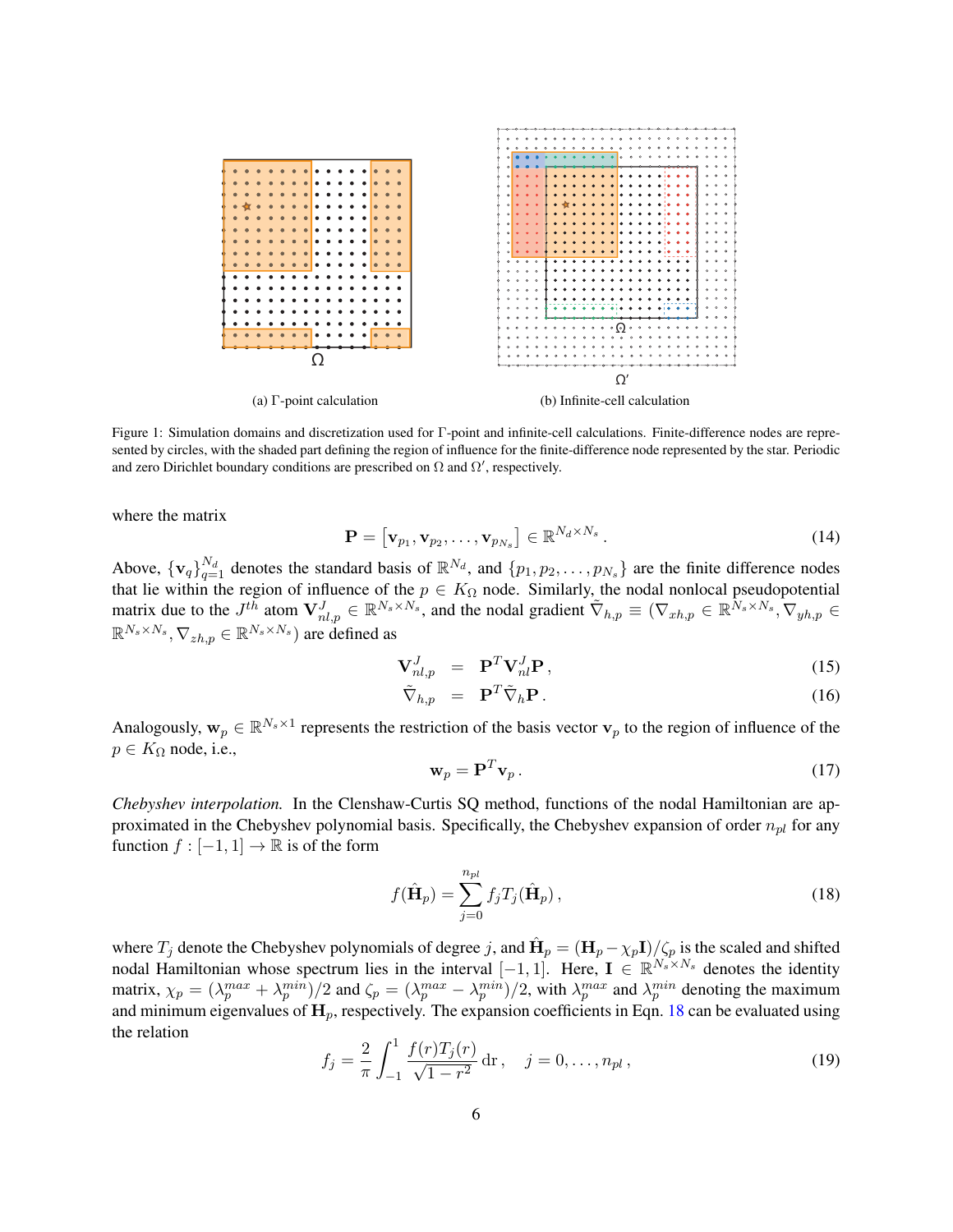(a) Γ-point calculation

(b) Infinite-cell calculation

Figure 1: Simulation domains and discretization used for Γ-point and infinite-cell calculations. Finite-difference nodes are represented by circles, with the shaded part defining the region of influence for the finite-difference node represented by the star. Periodic and zero Dirichlet boundary conditions are prescribed on $\Omega$ and $\Omega'$, respectively.

where the matrix

$$\mathbf{P} = \left[\mathbf{v}_{p_1}, \mathbf{v}_{p_2}, \ldots, \mathbf{v}_{p_{N_s}}\right] \in \mathbb{R}^{N_d \times N_s} \,. \tag{14}$$

Above, $\{\mathbf{v}_q\}_{q=1}^{N_d}$ denotes the standard basis of $\mathbb{R}^{N_d}$, and $\{p_1, p_2, \ldots, p_{N_s}\}$ are the finite difference nodes that lie within the region of influence of the $p \in K_\Omega$ node. Similarly, the nodal nonlocal pseudopotential matrix due to the $J^{th}$ atom $\mathbf{V}_{nl,p}^J \in \mathbb{R}^{N_s \times N_s}$, and the nodal gradient $\tilde{\nabla}_{h,p} \equiv (\nabla_{xh,p} \in \mathbb{R}^{N_s \times N_s}, \nabla_{yh,p} \in \mathbb{R}^{N_s \times N_s}, \nabla_{zh,p} \in \mathbb{R}^{N_s \times N_s})$ are defined as

$$\mathbf{V}_{nl,p}^J = \mathbf{P}^T \mathbf{V}_{nl}^J \mathbf{P} \,, \tag{15}$$

$$\tilde{\nabla}_{h,p} = \mathbf{P}^T \tilde{\nabla}_h \mathbf{P} \,. \tag{16}$$

Analogously, $\mathbf{w}_p \in \mathbb{R}^{N_s \times 1}$ represents the restriction of the basis vector $\mathbf{v}_p$ to the region of influence of the $p \in K_\Omega$ node, i.e.,

$$\mathbf{w}_p = \mathbf{P}^T \mathbf{v}_p \,. \tag{17}$$

*Chebyshev interpolation.* In the Clenshaw-Curtis SQ method, functions of the nodal Hamiltonian are approximated in the Chebyshev polynomial basis. Specifically, the Chebyshev expansion of order $n_{pl}$ for any function $f : [-1, 1] \to \mathbb{R}$ is of the form

$$f(\hat{\mathbf{H}}_p) = \sum_{j=0}^{n_{pl}} f_j T_j(\hat{\mathbf{H}}_p) \,, \tag{18}$$

where $T_j$ denote the Chebyshev polynomials of degree $j$, and $\hat{\mathbf{H}}_p = (\mathbf{H}_p - \chi_p \mathbf{I})/\zeta_p$ is the scaled and shifted nodal Hamiltonian whose spectrum lies in the interval $[-1, 1]$. Here, $\mathbf{I} \in \mathbb{R}^{N_s \times N_s}$ denotes the identity matrix, $\chi_p = (\lambda_p^{max} + \lambda_p^{min})/2$ and $\zeta_p = (\lambda_p^{max} - \lambda_p^{min})/2$, with $\lambda_p^{max}$ and $\lambda_p^{min}$ denoting the maximum and minimum eigenvalues of $\mathbf{H}_p$, respectively. The expansion coefficients in Eqn. 18 can be evaluated using the relation

$$f_j = \frac{2}{\pi} \int_{-1}^{1} \frac{f(r) T_j(r)}{\sqrt{1 - r^2}} \, \mathrm{d}r \,, \quad j = 0, \ldots, n_{pl} \,, \tag{19}$$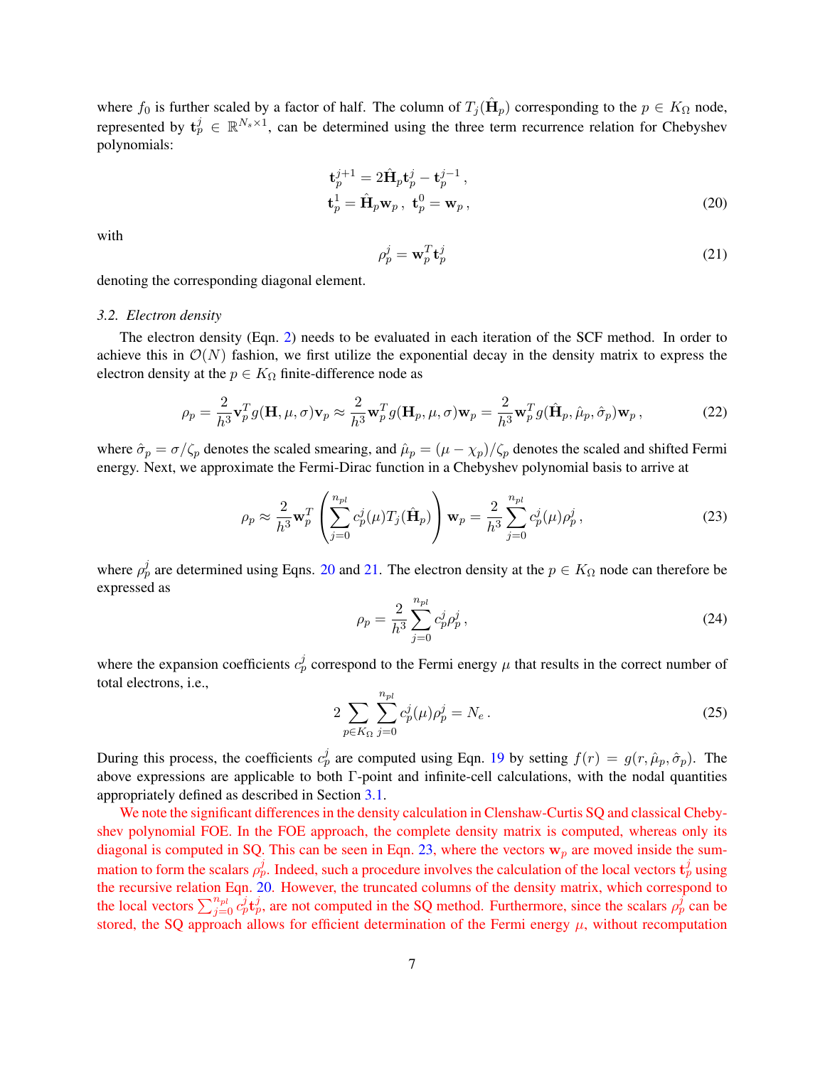where $f_0$ is further scaled by a factor of half. The column of $T_j(\hat{\mathbf{H}}_p)$ corresponding to the $p \in K_\Omega$ node, represented by $\mathbf{t}_p^j \in \mathbb{R}^{N_s \times 1}$, can be determined using the three term recurrence relation for Chebyshev polynomials:

$$
\begin{aligned}
\mathbf{t}_p^{j+1} &= 2\hat{\mathbf{H}}_p \mathbf{t}_p^j - \mathbf{t}_p^{j-1}\,, \\
\mathbf{t}_p^1 &= \hat{\mathbf{H}}_p \mathbf{w}_p\,,\ \mathbf{t}_p^0 = \mathbf{w}_p\,,
\end{aligned} \tag{20}
$$

with

$$
\rho_p^j = \mathbf{w}_p^T \mathbf{t}_p^j \tag{21}
$$

denoting the corresponding diagonal element.

### *3.2. Electron density*

The electron density (Eqn. 2) needs to be evaluated in each iteration of the SCF method. In order to achieve this in $\mathcal{O}(N)$ fashion, we first utilize the exponential decay in the density matrix to express the electron density at the $p \in K_\Omega$ finite-difference node as

$$
\rho_p = \frac{2}{h^3}\mathbf{v}_p^T g(\mathbf{H},\mu,\sigma)\mathbf{v}_p \approx \frac{2}{h^3}\mathbf{w}_p^T g(\mathbf{H}_p,\mu,\sigma)\mathbf{w}_p = \frac{2}{h^3}\mathbf{w}_p^T g(\hat{\mathbf{H}}_p,\hat{\mu}_p,\hat{\sigma}_p)\mathbf{w}_p\,, \tag{22}
$$

where $\hat{\sigma}_p = \sigma/\zeta_p$ denotes the scaled smearing, and $\hat{\mu}_p = (\mu - \chi_p)/\zeta_p$ denotes the scaled and shifted Fermi energy. Next, we approximate the Fermi-Dirac function in a Chebyshev polynomial basis to arrive at

$$
\rho_p \approx \frac{2}{h^3}\mathbf{w}_p^T\left(\sum_{j=0}^{n_{pl}} c_p^j(\mu) T_j(\hat{\mathbf{H}}_p)\right)\mathbf{w}_p = \frac{2}{h^3}\sum_{j=0}^{n_{pl}} c_p^j(\mu)\rho_p^j\,, \tag{23}
$$

where $\rho_p^j$ are determined using Eqns. 20 and 21. The electron density at the $p \in K_\Omega$ node can therefore be expressed as

$$
\rho_p = \frac{2}{h^3}\sum_{j=0}^{n_{pl}} c_p^j \rho_p^j\,, \tag{24}
$$

where the expansion coefficients $c_p^j$ correspond to the Fermi energy $\mu$ that results in the correct number of total electrons, i.e.,

$$
2\sum_{p\in K_\Omega}\sum_{j=0}^{n_{pl}} c_p^j(\mu)\rho_p^j = N_e\,. \tag{25}
$$

During this process, the coefficients $c_p^j$ are computed using Eqn. 19 by setting $f(r) = g(r,\hat{\mu}_p,\hat{\sigma}_p)$. The above expressions are applicable to both $\Gamma$-point and infinite-cell calculations, with the nodal quantities appropriately defined as described in Section 3.1.

We note the significant differences in the density calculation in Clenshaw-Curtis SQ and classical Chebyshev polynomial FOE. In the FOE approach, the complete density matrix is computed, whereas only its diagonal is computed in SQ. This can be seen in Eqn. 23, where the vectors $\mathbf{w}_p$ are moved inside the summation to form the scalars $\rho_p^j$. Indeed, such a procedure involves the calculation of the local vectors $\mathbf{t}_p^j$ using the recursive relation Eqn. 20. However, the truncated columns of the density matrix, which correspond to the local vectors $\sum_{j=0}^{n_{pl}} c_p^j \mathbf{t}_p^j$, are not computed in the SQ method. Furthermore, since the scalars $\rho_p^j$ can be stored, the SQ approach allows for efficient determination of the Fermi energy $\mu$, without recomputation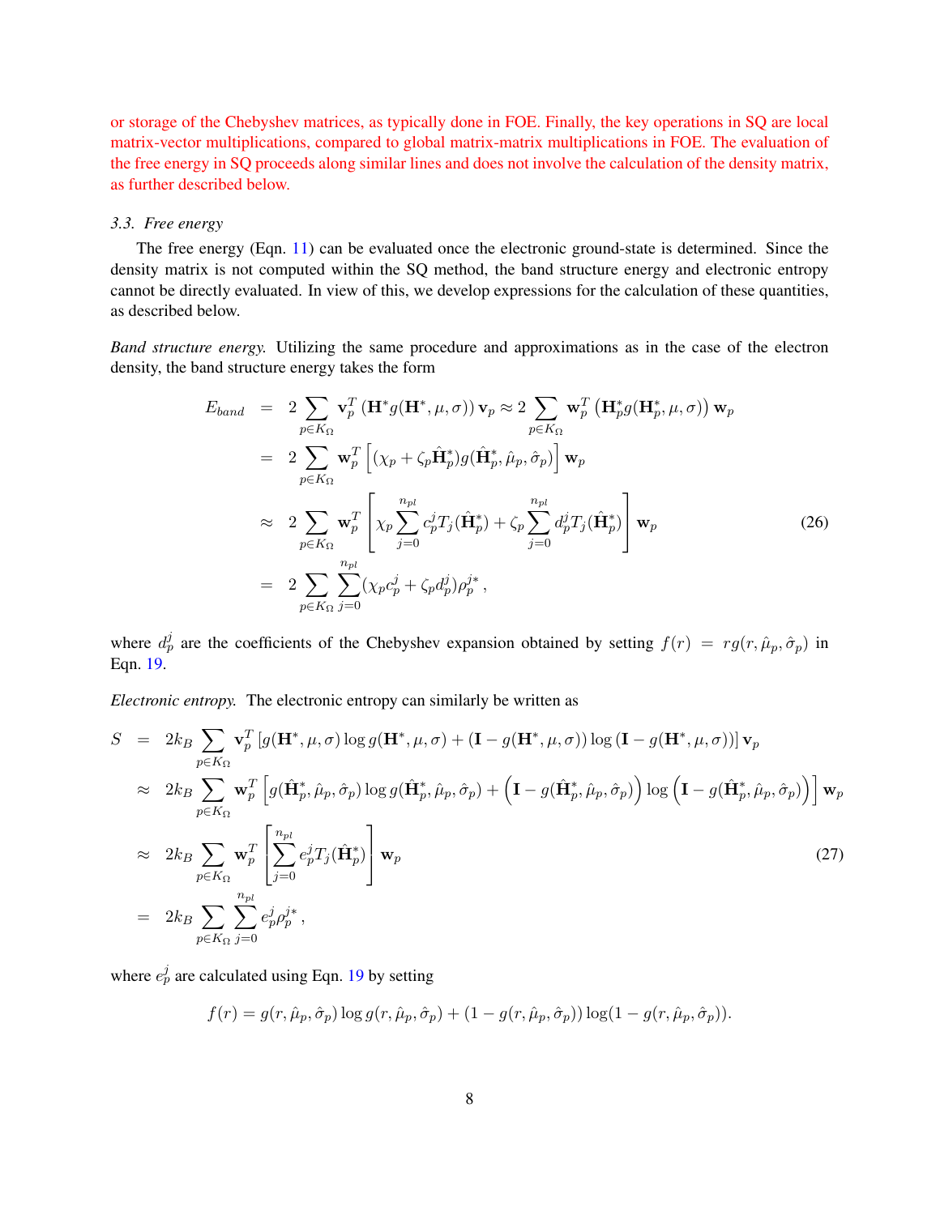or storage of the Chebyshev matrices, as typically done in FOE. Finally, the key operations in SQ are local matrix-vector multiplications, compared to global matrix-matrix multiplications in FOE. The evaluation of the free energy in SQ proceeds along similar lines and does not involve the calculation of the density matrix, as further described below.

### 3.3. Free energy

The free energy (Eqn. 11) can be evaluated once the electronic ground-state is determined. Since the density matrix is not computed within the SQ method, the band structure energy and electronic entropy cannot be directly evaluated. In view of this, we develop expressions for the calculation of these quantities, as described below.

*Band structure energy.* Utilizing the same procedure and approximations as in the case of the electron density, the band structure energy takes the form

$$
\begin{aligned}
E_{band} &= 2\sum_{p\in K_\Omega} \mathbf{v}_p^T \left(\mathbf{H}^* g(\mathbf{H}^*,\mu,\sigma)\right)\mathbf{v}_p \approx 2\sum_{p\in K_\Omega} \mathbf{w}_p^T \left(\mathbf{H}_p^* g(\mathbf{H}_p^*,\mu,\sigma)\right)\mathbf{w}_p \\
&= 2\sum_{p\in K_\Omega} \mathbf{w}_p^T \left[(\chi_p + \zeta_p \hat{\mathbf{H}}_p^*) g(\hat{\mathbf{H}}_p^*,\hat{\mu}_p,\hat{\sigma}_p)\right]\mathbf{w}_p \\
&\approx 2\sum_{p\in K_\Omega} \mathbf{w}_p^T \left[\chi_p \sum_{j=0}^{n_{pl}} c_p^j T_j(\hat{\mathbf{H}}_p^*) + \zeta_p \sum_{j=0}^{n_{pl}} d_p^j T_j(\hat{\mathbf{H}}_p^*)\right]\mathbf{w}_p \\
&= 2\sum_{p\in K_\Omega} \sum_{j=0}^{n_{pl}} (\chi_p c_p^j + \zeta_p d_p^j)\rho_p^{j*} \,,
\end{aligned}
\tag{26}
$$

where $d_p^j$ are the coefficients of the Chebyshev expansion obtained by setting $f(r) = r g(r,\hat{\mu}_p,\hat{\sigma}_p)$ in Eqn. 19.

*Electronic entropy.* The electronic entropy can similarly be written as

$$
\begin{aligned}
S &= 2k_B \sum_{p\in K_\Omega} \mathbf{v}_p^T \left[g(\mathbf{H}^*,\mu,\sigma)\log g(\mathbf{H}^*,\mu,\sigma) + (\mathbf{I} - g(\mathbf{H}^*,\mu,\sigma))\log(\mathbf{I} - g(\mathbf{H}^*,\mu,\sigma))\right]\mathbf{v}_p \\
&\approx 2k_B \sum_{p\in K_\Omega} \mathbf{w}_p^T \left[g(\hat{\mathbf{H}}_p^*,\hat{\mu}_p,\hat{\sigma}_p)\log g(\hat{\mathbf{H}}_p^*,\hat{\mu}_p,\hat{\sigma}_p) + \left(\mathbf{I} - g(\hat{\mathbf{H}}_p^*,\hat{\mu}_p,\hat{\sigma}_p)\right)\log\left(\mathbf{I} - g(\hat{\mathbf{H}}_p^*,\hat{\mu}_p,\hat{\sigma}_p)\right)\right]\mathbf{w}_p \\
&\approx 2k_B \sum_{p\in K_\Omega} \mathbf{w}_p^T \left[\sum_{j=0}^{n_{pl}} e_p^j T_j(\hat{\mathbf{H}}_p^*)\right]\mathbf{w}_p \\
&= 2k_B \sum_{p\in K_\Omega} \sum_{j=0}^{n_{pl}} e_p^j \rho_p^{j*} \,,
\end{aligned}
\tag{27}
$$

where $e_p^j$ are calculated using Eqn. 19 by setting

$$
f(r) = g(r,\hat{\mu}_p,\hat{\sigma}_p)\log g(r,\hat{\mu}_p,\hat{\sigma}_p) + (1 - g(r,\hat{\mu}_p,\hat{\sigma}_p))\log(1 - g(r,\hat{\mu}_p,\hat{\sigma}_p)).
$$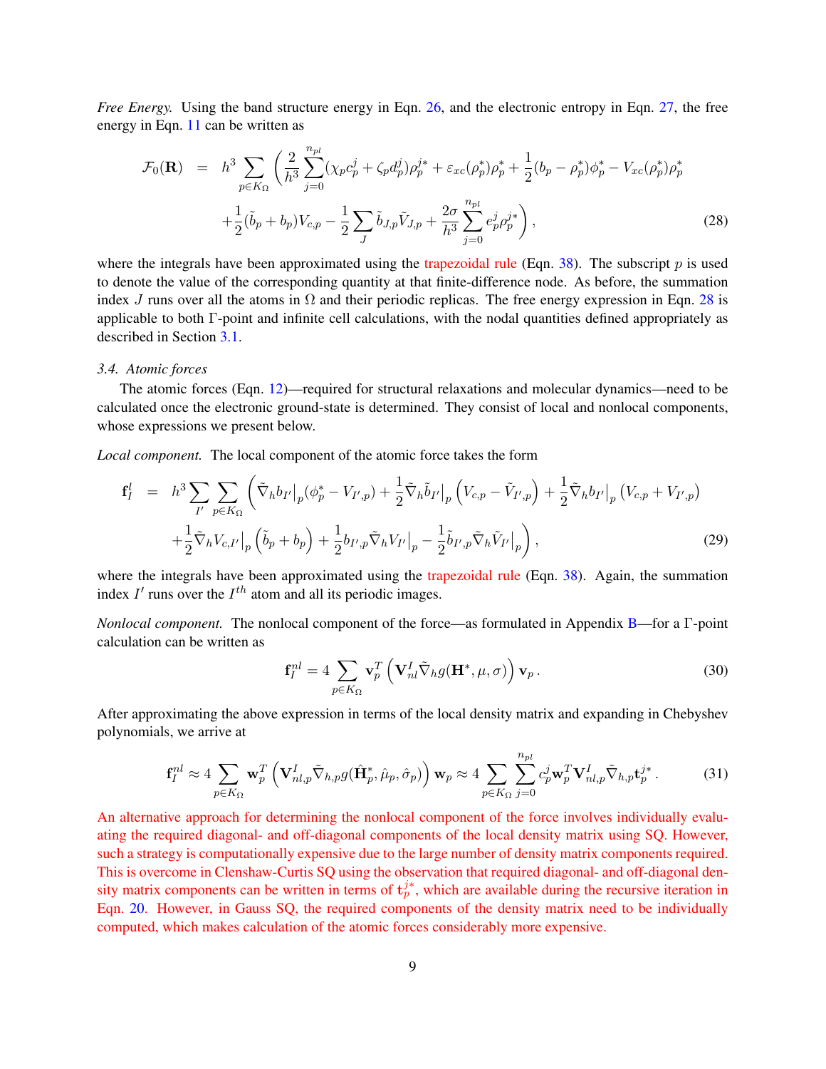*Free Energy.* Using the band structure energy in Eqn. 26, and the electronic entropy in Eqn. 27, the free energy in Eqn. 11 can be written as

$$
\begin{aligned}
\mathcal{F}_0(\mathbf{R}) &= h^3 \sum_{p \in K_\Omega} \Bigg( \frac{2}{h^3} \sum_{j=0}^{n_{pl}} (\chi_p c_p^j + \zeta_p d_p^j) \rho_p^{j*} + \varepsilon_{xc}(\rho_p^*)\rho_p^* + \frac{1}{2}(b_p - \rho_p^*)\phi_p^* - V_{xc}(\rho_p^*)\rho_p^* \\
&\quad + \frac{1}{2}(\tilde{b}_p + b_p)V_{c,p} - \frac{1}{2}\sum_J \tilde{b}_{J,p}\tilde{V}_{J,p} + \frac{2\sigma}{h^3}\sum_{j=0}^{n_{pl}} e_p^j \rho_p^{j*} \Bigg) , \qquad (28)
\end{aligned}
$$

where the integrals have been approximated using the trapezoidal rule (Eqn. 38). The subscript $p$ is used to denote the value of the corresponding quantity at that finite-difference node. As before, the summation index $J$ runs over all the atoms in $\Omega$ and their periodic replicas. The free energy expression in Eqn. 28 is applicable to both $\Gamma$-point and infinite cell calculations, with the nodal quantities defined appropriately as described in Section 3.1.

### 3.4. Atomic forces

The atomic forces (Eqn. 12)—required for structural relaxations and molecular dynamics—need to be calculated once the electronic ground-state is determined. They consist of local and nonlocal components, whose expressions we present below.

*Local component.* The local component of the atomic force takes the form

$$
\begin{aligned}
\mathbf{f}_I^l &= h^3 \sum_{I'} \sum_{p \in K_\Omega} \Bigg( \tilde{\nabla}_h b_{I'}\Big|_p (\phi_p^* - V_{I',p}) + \frac{1}{2}\tilde{\nabla}_h \tilde{b}_{I'}\Big|_p \left(V_{c,p} - \tilde{V}_{I',p}\right) + \frac{1}{2}\tilde{\nabla}_h b_{I'}\Big|_p \left(V_{c,p} + V_{I',p}\right) \\
&\quad + \frac{1}{2}\tilde{\nabla}_h V_{c,I'}\Big|_p \left(\tilde{b}_p + b_p\right) + \frac{1}{2} b_{I',p}\tilde{\nabla}_h V_{I'}\Big|_p - \frac{1}{2}\tilde{b}_{I',p}\tilde{\nabla}_h \tilde{V}_{I'}\Big|_p \Bigg) , \qquad (29)
\end{aligned}
$$

where the integrals have been approximated using the trapezoidal rule (Eqn. 38). Again, the summation index $I'$ runs over the $I^{th}$ atom and all its periodic images.

*Nonlocal component.* The nonlocal component of the force—as formulated in Appendix B—for a $\Gamma$-point calculation can be written as

$$
\mathbf{f}_I^{nl} = 4 \sum_{p \in K_\Omega} \mathbf{v}_p^T \left( \mathbf{V}_{nl}^I \tilde{\nabla}_h g(\mathbf{H}^*, \mu, \sigma) \right) \mathbf{v}_p \, . \qquad (30)
$$

After approximating the above expression in terms of the local density matrix and expanding in Chebyshev polynomials, we arrive at

$$
\mathbf{f}_I^{nl} \approx 4 \sum_{p \in K_\Omega} \mathbf{w}_p^T \left( \mathbf{V}_{nl,p}^I \tilde{\nabla}_{h,p} g(\hat{\mathbf{H}}_p^*, \hat{\mu}_p, \hat{\sigma}_p) \right) \mathbf{w}_p \approx 4 \sum_{p \in K_\Omega} \sum_{j=0}^{n_{pl}} c_p^j \mathbf{w}_p^T \mathbf{V}_{nl,p}^I \tilde{\nabla}_{h,p} \mathbf{t}_p^{j*} \, . \qquad (31)
$$

An alternative approach for determining the nonlocal component of the force involves individually evaluating the required diagonal- and off-diagonal components of the local density matrix using SQ. However, such a strategy is computationally expensive due to the large number of density matrix components required. This is overcome in Clenshaw-Curtis SQ using the observation that required diagonal- and off-diagonal density matrix components can be written in terms of $\mathbf{t}_p^{j*}$, which are available during the recursive iteration in Eqn. 20. However, in Gauss SQ, the required components of the density matrix need to be individually computed, which makes calculation of the atomic forces considerably more expensive.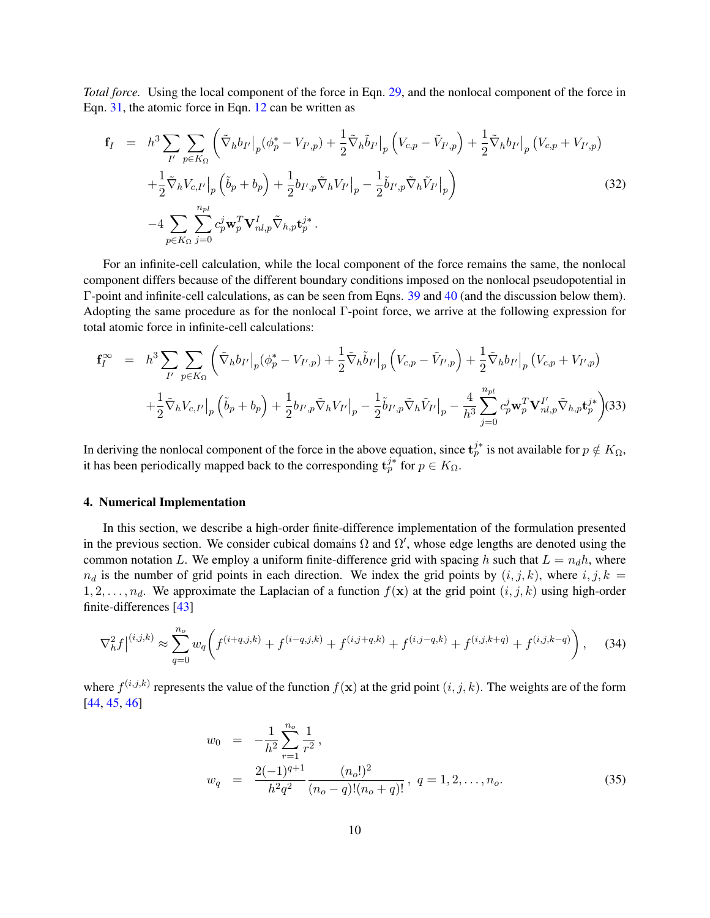*Total force.* Using the local component of the force in Eqn. 29, and the nonlocal component of the force in Eqn. 31, the atomic force in Eqn. 12 can be written as

$$
\begin{aligned}
\mathbf{f}_I &= h^3 \sum_{I'} \sum_{p \in K_\Omega} \left( \tilde{\nabla}_h b_{I'}\big|_p (\phi_p^* - V_{I',p}) + \frac{1}{2} \tilde{\nabla}_h \tilde{b}_{I'}\big|_p \left( V_{c,p} - \tilde{V}_{I',p} \right) + \frac{1}{2} \tilde{\nabla}_h b_{I'}\big|_p \left( V_{c,p} + V_{I',p} \right) \right. \\
&\quad \left. + \frac{1}{2} \tilde{\nabla}_h V_{c,I'}\big|_p \left( \tilde{b}_p + b_p \right) + \frac{1}{2} b_{I',p} \tilde{\nabla}_h V_{I'}\big|_p - \frac{1}{2} \tilde{b}_{I',p} \tilde{\nabla}_h \tilde{V}_{I'}\big|_p \right) \qquad (32) \\
&\quad - 4 \sum_{p \in K_\Omega} \sum_{j=0}^{n_{pl}} c_p^j \mathbf{w}_p^T \mathbf{V}_{nl,p}^I \tilde{\nabla}_{h,p} \mathbf{t}_p^{j*} \, .
\end{aligned}
$$

For an infinite-cell calculation, while the local component of the force remains the same, the nonlocal component differs because of the different boundary conditions imposed on the nonlocal pseudopotential in Γ-point and infinite-cell calculations, as can be seen from Eqns. 39 and 40 (and the discussion below them). Adopting the same procedure as for the nonlocal Γ-point force, we arrive at the following expression for total atomic force in infinite-cell calculations:

$$
\begin{aligned}
\mathbf{f}_I^\infty &= h^3 \sum_{I'} \sum_{p \in K_\Omega} \left( \tilde{\nabla}_h b_{I'}\big|_p (\phi_p^* - V_{I',p}) + \frac{1}{2} \tilde{\nabla}_h \tilde{b}_{I'}\big|_p \left( V_{c,p} - \tilde{V}_{I',p} \right) + \frac{1}{2} \tilde{\nabla}_h b_{I'}\big|_p \left( V_{c,p} + V_{I',p} \right) \right. \\
&\quad \left. + \frac{1}{2} \tilde{\nabla}_h V_{c,I'}\big|_p \left( \tilde{b}_p + b_p \right) + \frac{1}{2} b_{I',p} \tilde{\nabla}_h V_{I'}\big|_p - \frac{1}{2} \tilde{b}_{I',p} \tilde{\nabla}_h \tilde{V}_{I'}\big|_p - \frac{4}{h^3} \sum_{j=0}^{n_{pl}} c_p^j \mathbf{w}_p^T \mathbf{V}_{nl,p}^{I'} \tilde{\nabla}_{h,p} \mathbf{t}_p^{j*} \right) \qquad (33)
\end{aligned}
$$

In deriving the nonlocal component of the force in the above equation, since $\mathbf{t}_p^{j*}$ is not available for $p \notin K_\Omega$, it has been periodically mapped back to the corresponding $\mathbf{t}_p^{j*}$ for $p \in K_\Omega$.

## 4. Numerical Implementation

In this section, we describe a high-order finite-difference implementation of the formulation presented in the previous section. We consider cubical domains $\Omega$ and $\Omega'$, whose edge lengths are denoted using the common notation $L$. We employ a uniform finite-difference grid with spacing $h$ such that $L = n_d h$, where $n_d$ is the number of grid points in each direction. We index the grid points by $(i,j,k)$, where $i,j,k = 1,2,\ldots,n_d$. We approximate the Laplacian of a function $f(\mathbf{x})$ at the grid point $(i,j,k)$ using high-order finite-differences [43]

$$
\nabla_h^2 f\Big|^{(i,j,k)} \approx \sum_{q=0}^{n_o} w_q \bigg( f^{(i+q,j,k)} + f^{(i-q,j,k)} + f^{(i,j+q,k)} + f^{(i,j-q,k)} + f^{(i,j,k+q)} + f^{(i,j,k-q)} \bigg) \, , \qquad (34)
$$

where $f^{(i,j,k)}$ represents the value of the function $f(\mathbf{x})$ at the grid point $(i,j,k)$. The weights are of the form [44, 45, 46]

$$
\begin{aligned}
w_0 &= -\frac{1}{h^2} \sum_{r=1}^{n_o} \frac{1}{r^2} \, , \\
w_q &= \frac{2(-1)^{q+1}}{h^2 q^2} \frac{(n_o!)^2}{(n_o - q)!(n_o + q)!} \, , \; q = 1,2,\ldots,n_o. \qquad (35)
\end{aligned}
$$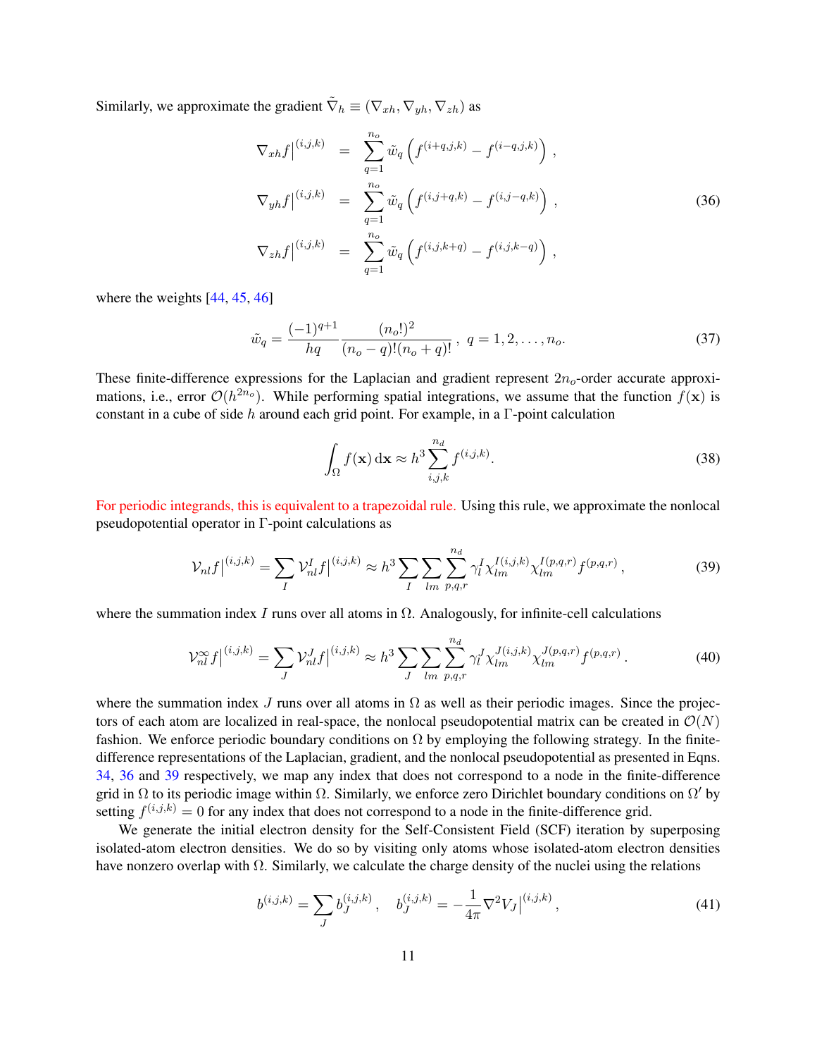Similarly, we approximate the gradient $\tilde{\nabla}_h \equiv (\nabla_{xh}, \nabla_{yh}, \nabla_{zh})$ as

$$
\begin{aligned}
\nabla_{xh} f\Big|^{(i,j,k)} &= \sum_{q=1}^{n_o} \tilde{w}_q \left( f^{(i+q,j,k)} - f^{(i-q,j,k)} \right) , \\
\nabla_{yh} f\Big|^{(i,j,k)} &= \sum_{q=1}^{n_o} \tilde{w}_q \left( f^{(i,j+q,k)} - f^{(i,j-q,k)} \right) , \\
\nabla_{zh} f\Big|^{(i,j,k)} &= \sum_{q=1}^{n_o} \tilde{w}_q \left( f^{(i,j,k+q)} - f^{(i,j,k-q)} \right) ,
\end{aligned}
\tag{36}
$$

where the weights [44, 45, 46]

$$
\tilde{w}_q = \frac{(-1)^{q+1}}{hq} \frac{(n_o!)^2}{(n_o - q)!(n_o + q)!} \, , \; q = 1, 2, \ldots, n_o. \tag{37}
$$

These finite-difference expressions for the Laplacian and gradient represent $2n_o$-order accurate approximations, i.e., error $\mathcal{O}(h^{2n_o})$. While performing spatial integrations, we assume that the function $f(\mathbf{x})$ is constant in a cube of side $h$ around each grid point. For example, in a $\Gamma$-point calculation

$$
\int_\Omega f(\mathbf{x}) \, \mathrm{d}\mathbf{x} \approx h^3 \sum_{i,j,k}^{n_d} f^{(i,j,k)}. \tag{38}
$$

For periodic integrands, this is equivalent to a trapezoidal rule. Using this rule, we approximate the nonlocal pseudopotential operator in $\Gamma$-point calculations as

$$
\mathcal{V}_{nl} f\Big|^{(i,j,k)} = \sum_I \mathcal{V}_{nl}^I f\Big|^{(i,j,k)} \approx h^3 \sum_I \sum_{lm} \sum_{p,q,r}^{n_d} \gamma_l^I \chi_{lm}^{I(i,j,k)} \chi_{lm}^{I(p,q,r)} f^{(p,q,r)} \, , \tag{39}
$$

where the summation index $I$ runs over all atoms in $\Omega$. Analogously, for infinite-cell calculations

$$
\mathcal{V}_{nl}^{\infty} f\Big|^{(i,j,k)} = \sum_J \mathcal{V}_{nl}^J f\Big|^{(i,j,k)} \approx h^3 \sum_J \sum_{lm} \sum_{p,q,r}^{n_d} \gamma_l^J \chi_{lm}^{J(i,j,k)} \chi_{lm}^{J(p,q,r)} f^{(p,q,r)} \, . \tag{40}
$$

where the summation index $J$ runs over all atoms in $\Omega$ as well as their periodic images. Since the projectors of each atom are localized in real-space, the nonlocal pseudopotential matrix can be created in $\mathcal{O}(N)$ fashion. We enforce periodic boundary conditions on $\Omega$ by employing the following strategy. In the finite-difference representations of the Laplacian, gradient, and the nonlocal pseudopotential as presented in Eqns. 34, 36 and 39 respectively, we map any index that does not correspond to a node in the finite-difference grid in $\Omega$ to its periodic image within $\Omega$. Similarly, we enforce zero Dirichlet boundary conditions on $\Omega'$ by setting $f^{(i,j,k)} = 0$ for any index that does not correspond to a node in the finite-difference grid.

We generate the initial electron density for the Self-Consistent Field (SCF) iteration by superposing isolated-atom electron densities. We do so by visiting only atoms whose isolated-atom electron densities have nonzero overlap with $\Omega$. Similarly, we calculate the charge density of the nuclei using the relations

$$
b^{(i,j,k)} = \sum_J b_J^{(i,j,k)} \, , \quad b_J^{(i,j,k)} = -\frac{1}{4\pi} \nabla^2 V_J\Big|^{(i,j,k)} \, , \tag{41}
$$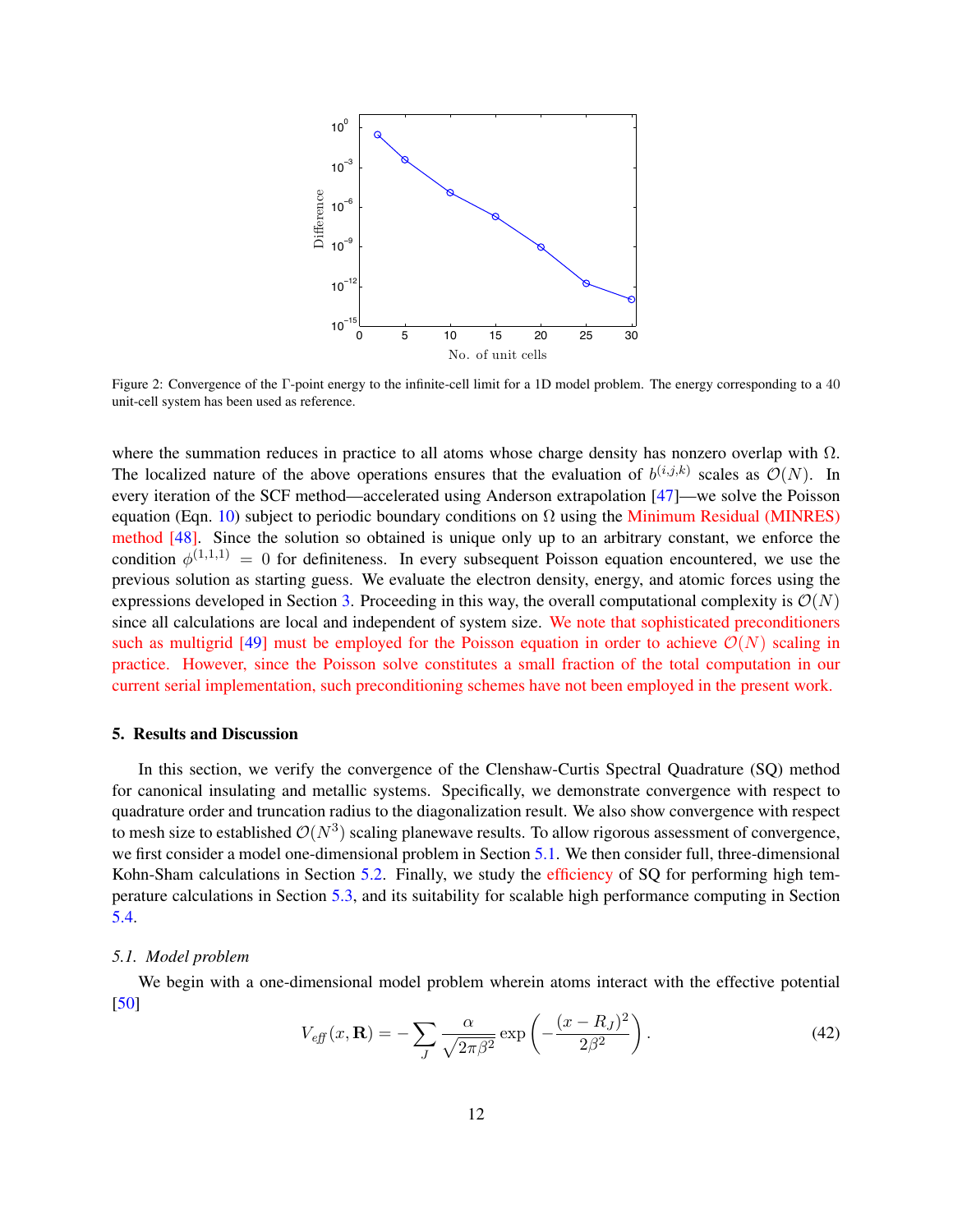Figure 2: Convergence of the Γ-point energy to the infinite-cell limit for a 1D model problem. The energy corresponding to a 40 unit-cell system has been used as reference.

where the summation reduces in practice to all atoms whose charge density has nonzero overlap with $\Omega$. The localized nature of the above operations ensures that the evaluation of $b^{(i,j,k)}$ scales as $\mathcal{O}(N)$. In every iteration of the SCF method—accelerated using Anderson extrapolation [47]—we solve the Poisson equation (Eqn. 10) subject to periodic boundary conditions on $\Omega$ using the Minimum Residual (MINRES) method [48]. Since the solution so obtained is unique only up to an arbitrary constant, we enforce the condition $\phi^{(1,1,1)} = 0$ for definiteness. In every subsequent Poisson equation encountered, we use the previous solution as starting guess. We evaluate the electron density, energy, and atomic forces using the expressions developed in Section 3. Proceeding in this way, the overall computational complexity is $\mathcal{O}(N)$ since all calculations are local and independent of system size. We note that sophisticated preconditioners such as multigrid [49] must be employed for the Poisson equation in order to achieve $\mathcal{O}(N)$ scaling in practice. However, since the Poisson solve constitutes a small fraction of the total computation in our current serial implementation, such preconditioning schemes have not been employed in the present work.

## 5. Results and Discussion

In this section, we verify the convergence of the Clenshaw-Curtis Spectral Quadrature (SQ) method for canonical insulating and metallic systems. Specifically, we demonstrate convergence with respect to quadrature order and truncation radius to the diagonalization result. We also show convergence with respect to mesh size to established $\mathcal{O}(N^3)$ scaling planewave results. To allow rigorous assessment of convergence, we first consider a model one-dimensional problem in Section 5.1. We then consider full, three-dimensional Kohn-Sham calculations in Section 5.2. Finally, we study the efficiency of SQ for performing high temperature calculations in Section 5.3, and its suitability for scalable high performance computing in Section 5.4.

### *5.1. Model problem*

We begin with a one-dimensional model problem wherein atoms interact with the effective potential [50]

$$V_{\mathit{eff}}(x, \mathbf{R}) = -\sum_{J} \frac{\alpha}{\sqrt{2\pi\beta^2}} \exp\left(-\frac{(x - R_J)^2}{2\beta^2}\right). \tag{42}$$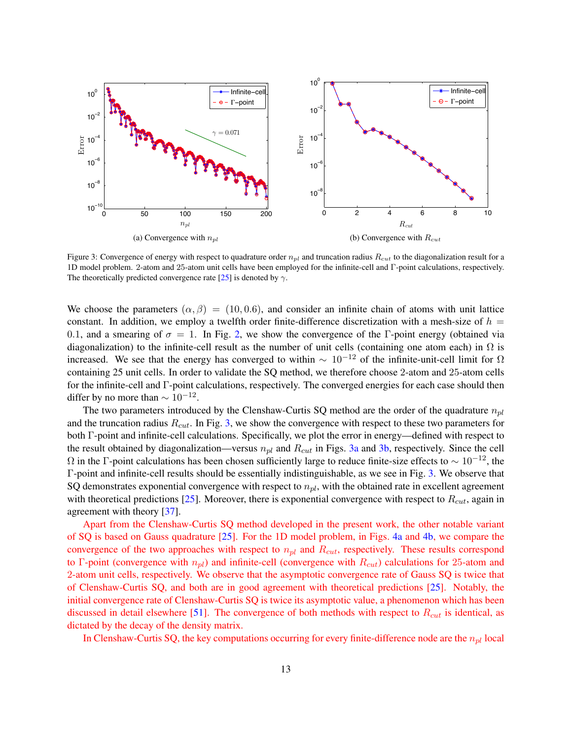(a) Convergence with $n_{pl}$

(b) Convergence with $R_{cut}$

Figure 3: Convergence of energy with respect to quadrature order $n_{pl}$ and truncation radius $R_{cut}$ to the diagonalization result for a 1D model problem. 2-atom and 25-atom unit cells have been employed for the infinite-cell and Γ-point calculations, respectively. The theoretically predicted convergence rate [25] is denoted by $\gamma$.

We choose the parameters $(\alpha, \beta) = (10, 0.6)$, and consider an infinite chain of atoms with unit lattice constant. In addition, we employ a twelfth order finite-difference discretization with a mesh-size of $h = 0.1$, and a smearing of $\sigma = 1$. In Fig. 2, we show the convergence of the Γ-point energy (obtained via diagonalization) to the infinite-cell result as the number of unit cells (containing one atom each) in $\Omega$ is increased. We see that the energy has converged to within $\sim 10^{-12}$ of the infinite-unit-cell limit for $\Omega$ containing 25 unit cells. In order to validate the SQ method, we therefore choose 2-atom and 25-atom cells for the infinite-cell and Γ-point calculations, respectively. The converged energies for each case should then differ by no more than $\sim 10^{-12}$.

The two parameters introduced by the Clenshaw-Curtis SQ method are the order of the quadrature $n_{pl}$ and the truncation radius $R_{cut}$. In Fig. 3, we show the convergence with respect to these two parameters for both Γ-point and infinite-cell calculations. Specifically, we plot the error in energy—defined with respect to the result obtained by diagonalization—versus $n_{pl}$ and $R_{cut}$ in Figs. 3a and 3b, respectively. Since the cell $\Omega$ in the Γ-point calculations has been chosen sufficiently large to reduce finite-size effects to $\sim 10^{-12}$, the Γ-point and infinite-cell results should be essentially indistinguishable, as we see in Fig. 3. We observe that SQ demonstrates exponential convergence with respect to $n_{pl}$, with the obtained rate in excellent agreement with theoretical predictions [25]. Moreover, there is exponential convergence with respect to $R_{cut}$, again in agreement with theory [37].

Apart from the Clenshaw-Curtis SQ method developed in the present work, the other notable variant of SQ is based on Gauss quadrature [25]. For the 1D model problem, in Figs. 4a and 4b, we compare the convergence of the two approaches with respect to $n_{pl}$ and $R_{cut}$, respectively. These results correspond to Γ-point (convergence with $n_{pl}$) and infinite-cell (convergence with $R_{cut}$) calculations for 25-atom and 2-atom unit cells, respectively. We observe that the asymptotic convergence rate of Gauss SQ is twice that of Clenshaw-Curtis SQ, and both are in good agreement with theoretical predictions [25]. Notably, the initial convergence rate of Clenshaw-Curtis SQ is twice its asymptotic value, a phenomenon which has been discussed in detail elsewhere [51]. The convergence of both methods with respect to $R_{cut}$ is identical, as dictated by the decay of the density matrix.

In Clenshaw-Curtis SQ, the key computations occurring for every finite-difference node are the $n_{pl}$ local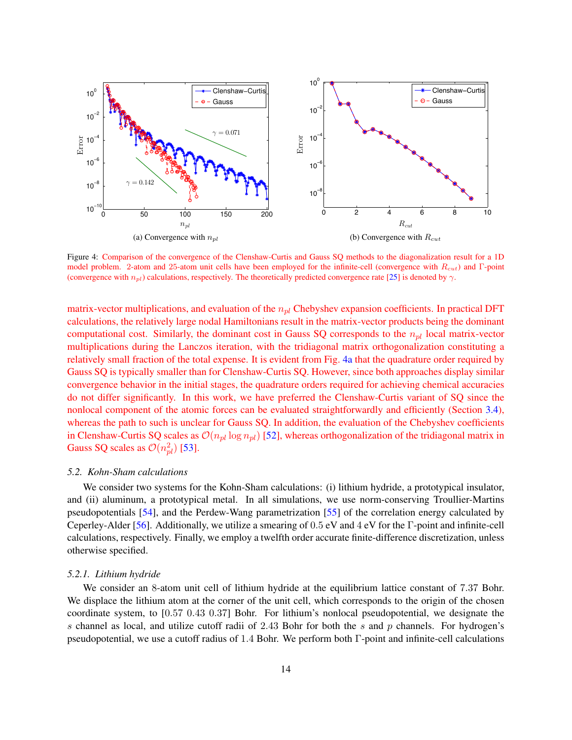(a) Convergence with $n_{pl}$

(b) Convergence with $R_{cut}$

Figure 4: Comparison of the convergence of the Clenshaw-Curtis and Gauss SQ methods to the diagonalization result for a 1D model problem. 2-atom and 25-atom unit cells have been employed for the infinite-cell (convergence with $R_{cut}$) and Γ-point (convergence with $n_{pl}$) calculations, respectively. The theoretically predicted convergence rate [25] is denoted by $\gamma$.

matrix-vector multiplications, and evaluation of the $n_{pl}$ Chebyshev expansion coefficients. In practical DFT calculations, the relatively large nodal Hamiltonians result in the matrix-vector products being the dominant computational cost. Similarly, the dominant cost in Gauss SQ corresponds to the $n_{pl}$ local matrix-vector multiplications during the Lanczos iteration, with the tridiagonal matrix orthogonalization constituting a relatively small fraction of the total expense. It is evident from Fig. 4a that the quadrature order required by Gauss SQ is typically smaller than for Clenshaw-Curtis SQ. However, since both approaches display similar convergence behavior in the initial stages, the quadrature orders required for achieving chemical accuracies do not differ significantly. In this work, we have preferred the Clenshaw-Curtis variant of SQ since the nonlocal component of the atomic forces can be evaluated straightforwardly and efficiently (Section 3.4), whereas the path to such is unclear for Gauss SQ. In addition, the evaluation of the Chebyshev coefficients in Clenshaw-Curtis SQ scales as $\mathcal{O}(n_{pl} \log n_{pl})$ [52], whereas orthogonalization of the tridiagonal matrix in Gauss SQ scales as $\mathcal{O}(n_{pl}^2)$ [53].

### *5.2. Kohn-Sham calculations*

We consider two systems for the Kohn-Sham calculations: (i) lithium hydride, a prototypical insulator, and (ii) aluminum, a prototypical metal. In all simulations, we use norm-conserving Troullier-Martins pseudopotentials [54], and the Perdew-Wang parametrization [55] of the correlation energy calculated by Ceperley-Alder [56]. Additionally, we utilize a smearing of 0.5 eV and 4 eV for the Γ-point and infinite-cell calculations, respectively. Finally, we employ a twelfth order accurate finite-difference discretization, unless otherwise specified.

#### *5.2.1. Lithium hydride*

We consider an 8-atom unit cell of lithium hydride at the equilibrium lattice constant of 7.37 Bohr. We displace the lithium atom at the corner of the unit cell, which corresponds to the origin of the chosen coordinate system, to [0.57 0.43 0.37] Bohr. For lithium's nonlocal pseudopotential, we designate the $s$ channel as local, and utilize cutoff radii of 2.43 Bohr for both the $s$ and $p$ channels. For hydrogen's pseudopotential, we use a cutoff radius of 1.4 Bohr. We perform both Γ-point and infinite-cell calculations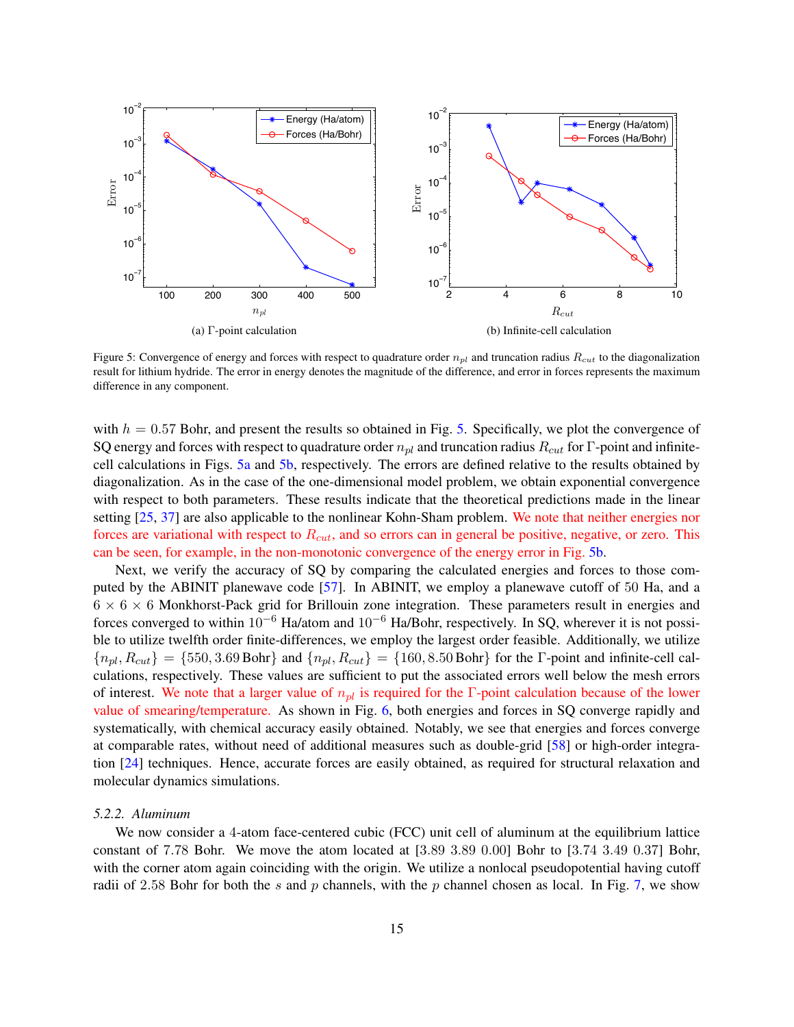(a) Γ-point calculation

(b) Infinite-cell calculation

Figure 5: Convergence of energy and forces with respect to quadrature order $n_{pl}$ and truncation radius $R_{cut}$ to the diagonalization result for lithium hydride. The error in energy denotes the magnitude of the difference, and error in forces represents the maximum difference in any component.

with $h = 0.57$ Bohr, and present the results so obtained in Fig. 5. Specifically, we plot the convergence of SQ energy and forces with respect to quadrature order $n_{pl}$ and truncation radius $R_{cut}$ for Γ-point and infinite-cell calculations in Figs. 5a and 5b, respectively. The errors are defined relative to the results obtained by diagonalization. As in the case of the one-dimensional model problem, we obtain exponential convergence with respect to both parameters. These results indicate that the theoretical predictions made in the linear setting [25, 37] are also applicable to the nonlinear Kohn-Sham problem. We note that neither energies nor forces are variational with respect to $R_{cut}$, and so errors can in general be positive, negative, or zero. This can be seen, for example, in the non-monotonic convergence of the energy error in Fig. 5b.

Next, we verify the accuracy of SQ by comparing the calculated energies and forces to those computed by the ABINIT planewave code [57]. In ABINIT, we employ a planewave cutoff of 50 Ha, and a $6 \times 6 \times 6$ Monkhorst-Pack grid for Brillouin zone integration. These parameters result in energies and forces converged to within $10^{-6}$ Ha/atom and $10^{-6}$ Ha/Bohr, respectively. In SQ, wherever it is not possible to utilize twelfth order finite-differences, we employ the largest order feasible. Additionally, we utilize $\{n_{pl}, R_{cut}\} = \{550, 3.69\,\text{Bohr}\}$ and $\{n_{pl}, R_{cut}\} = \{160, 8.50\,\text{Bohr}\}$ for the Γ-point and infinite-cell calculations, respectively. These values are sufficient to put the associated errors well below the mesh errors of interest. We note that a larger value of $n_{pl}$ is required for the Γ-point calculation because of the lower value of smearing/temperature. As shown in Fig. 6, both energies and forces in SQ converge rapidly and systematically, with chemical accuracy easily obtained. Notably, we see that energies and forces converge at comparable rates, without need of additional measures such as double-grid [58] or high-order integration [24] techniques. Hence, accurate forces are easily obtained, as required for structural relaxation and molecular dynamics simulations.

#### *5.2.2. Aluminum*

We now consider a 4-atom face-centered cubic (FCC) unit cell of aluminum at the equilibrium lattice constant of 7.78 Bohr. We move the atom located at [3.89 3.89 0.00] Bohr to [3.74 3.49 0.37] Bohr, with the corner atom again coinciding with the origin. We utilize a nonlocal pseudopotential having cutoff radii of 2.58 Bohr for both the $s$ and $p$ channels, with the $p$ channel chosen as local. In Fig. 7, we show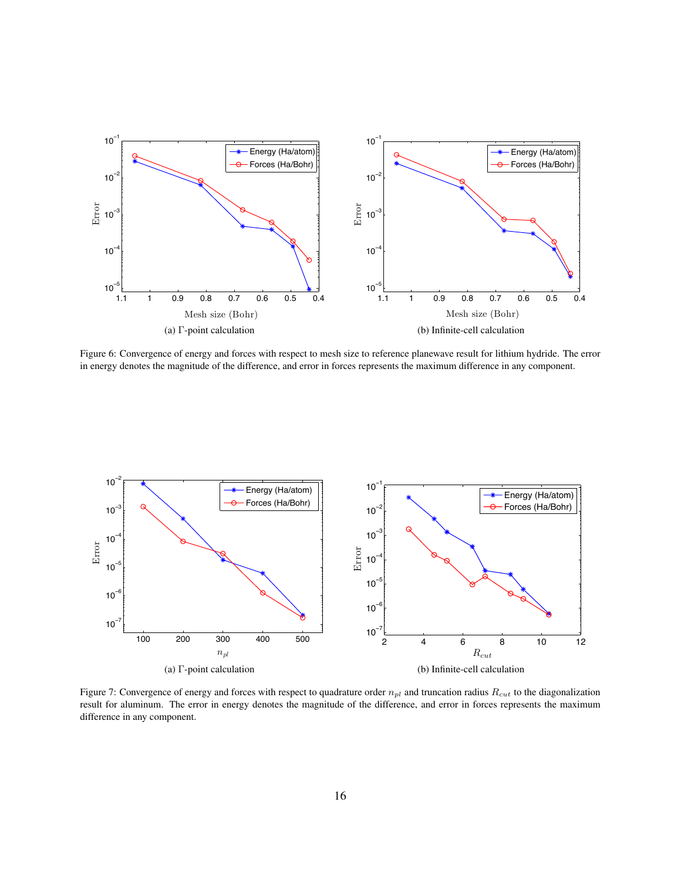(a) Γ-point calculation

(b) Infinite-cell calculation

Figure 6: Convergence of energy and forces with respect to mesh size to reference planewave result for lithium hydride. The error in energy denotes the magnitude of the difference, and error in forces represents the maximum difference in any component.

(a) Γ-point calculation

(b) Infinite-cell calculation

Figure 7: Convergence of energy and forces with respect to quadrature order $n_{pl}$ and truncation radius $R_{cut}$ to the diagonalization result for aluminum. The error in energy denotes the magnitude of the difference, and error in forces represents the maximum difference in any component.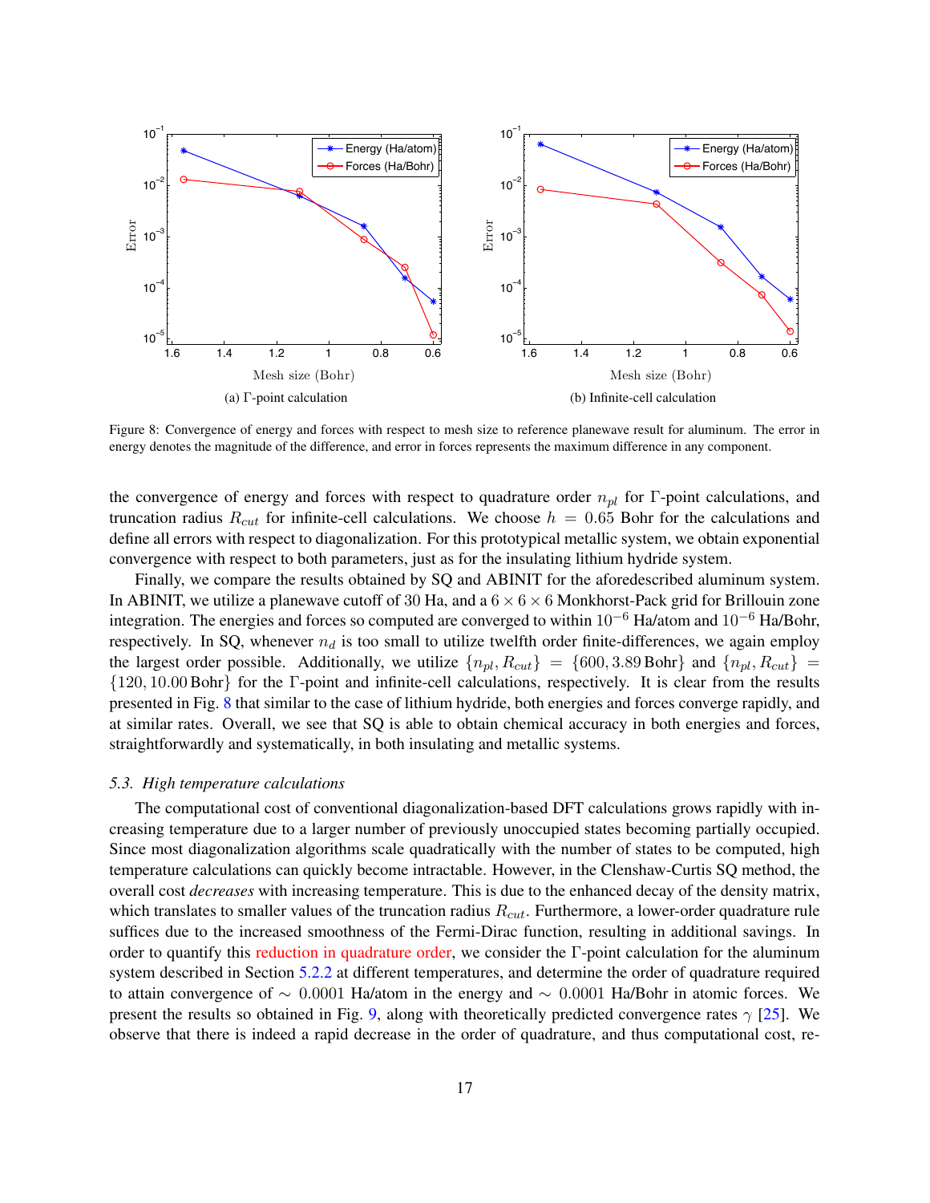(a) Γ-point calculation

(b) Infinite-cell calculation

Figure 8: Convergence of energy and forces with respect to mesh size to reference planewave result for aluminum. The error in energy denotes the magnitude of the difference, and error in forces represents the maximum difference in any component.

the convergence of energy and forces with respect to quadrature order $n_{pl}$ for Γ-point calculations, and truncation radius $R_{cut}$ for infinite-cell calculations. We choose $h = 0.65$ Bohr for the calculations and define all errors with respect to diagonalization. For this prototypical metallic system, we obtain exponential convergence with respect to both parameters, just as for the insulating lithium hydride system.

Finally, we compare the results obtained by SQ and ABINIT for the aforedescribed aluminum system. In ABINIT, we utilize a planewave cutoff of 30 Ha, and a $6 \times 6 \times 6$ Monkhorst-Pack grid for Brillouin zone integration. The energies and forces so computed are converged to within $10^{-6}$ Ha/atom and $10^{-6}$ Ha/Bohr, respectively. In SQ, whenever $n_d$ is too small to utilize twelfth order finite-differences, we again employ the largest order possible. Additionally, we utilize $\{n_{pl}, R_{cut}\} = \{600, 3.89\,\text{Bohr}\}$ and $\{n_{pl}, R_{cut}\} = \{120, 10.00\,\text{Bohr}\}$ for the Γ-point and infinite-cell calculations, respectively. It is clear from the results presented in Fig. 8 that similar to the case of lithium hydride, both energies and forces converge rapidly, and at similar rates. Overall, we see that SQ is able to obtain chemical accuracy in both energies and forces, straightforwardly and systematically, in both insulating and metallic systems.

### *5.3. High temperature calculations*

The computational cost of conventional diagonalization-based DFT calculations grows rapidly with increasing temperature due to a larger number of previously unoccupied states becoming partially occupied. Since most diagonalization algorithms scale quadratically with the number of states to be computed, high temperature calculations can quickly become intractable. However, in the Clenshaw-Curtis SQ method, the overall cost *decreases* with increasing temperature. This is due to the enhanced decay of the density matrix, which translates to smaller values of the truncation radius $R_{cut}$. Furthermore, a lower-order quadrature rule suffices due to the increased smoothness of the Fermi-Dirac function, resulting in additional savings. In order to quantify this reduction in quadrature order, we consider the Γ-point calculation for the aluminum system described in Section 5.2.2 at different temperatures, and determine the order of quadrature required to attain convergence of $\sim 0.0001$ Ha/atom in the energy and $\sim 0.0001$ Ha/Bohr in atomic forces. We present the results so obtained in Fig. 9, along with theoretically predicted convergence rates $\gamma$ [25]. We observe that there is indeed a rapid decrease in the order of quadrature, and thus computational cost, re-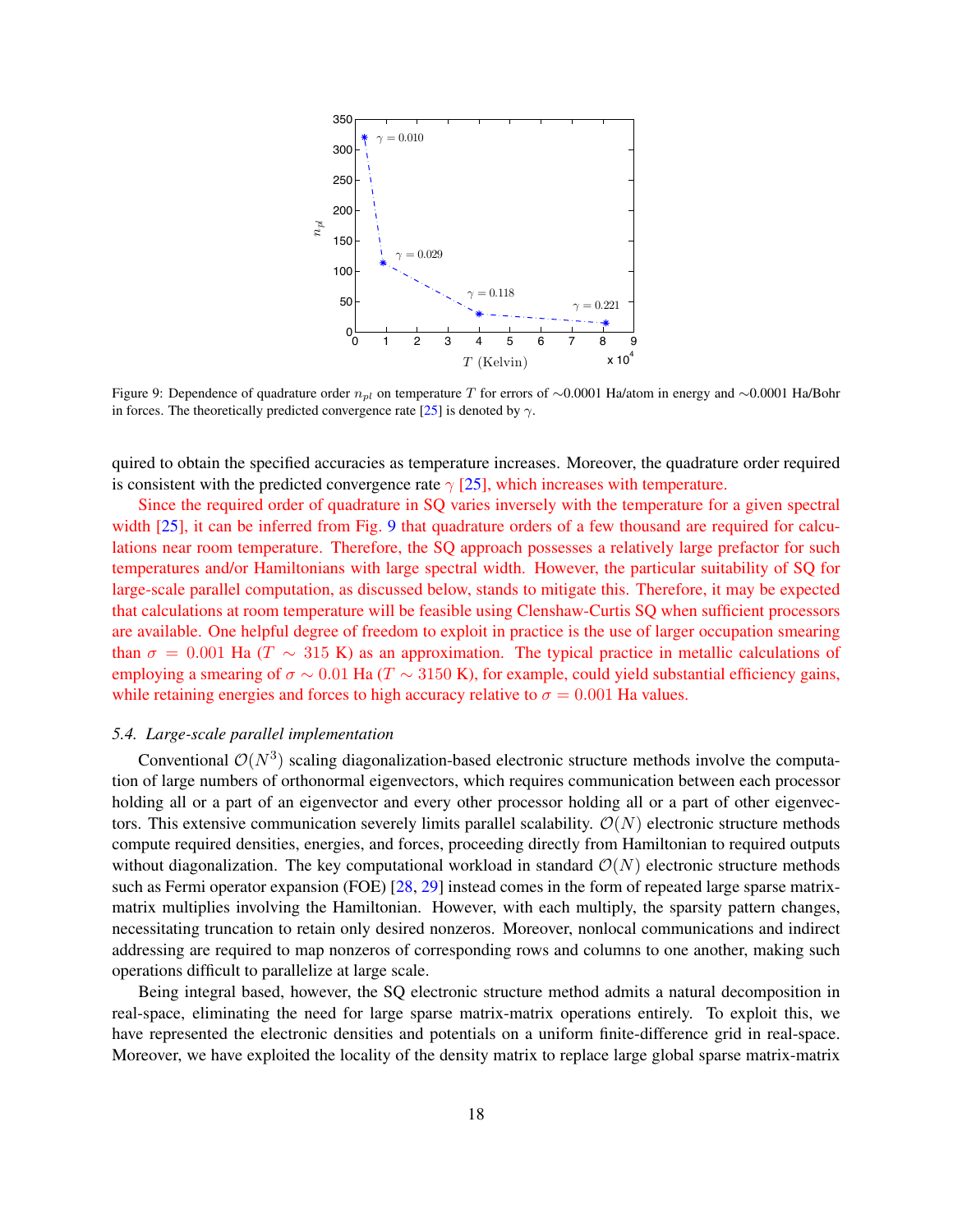Figure 9: Dependence of quadrature order $n_{pl}$ on temperature $T$ for errors of ∼0.0001 Ha/atom in energy and ∼0.0001 Ha/Bohr in forces. The theoretically predicted convergence rate [25] is denoted by $\gamma$.

quired to obtain the specified accuracies as temperature increases. Moreover, the quadrature order required is consistent with the predicted convergence rate $\gamma$ [25], which increases with temperature.

Since the required order of quadrature in SQ varies inversely with the temperature for a given spectral width [25], it can be inferred from Fig. 9 that quadrature orders of a few thousand are required for calculations near room temperature. Therefore, the SQ approach possesses a relatively large prefactor for such temperatures and/or Hamiltonians with large spectral width. However, the particular suitability of SQ for large-scale parallel computation, as discussed below, stands to mitigate this. Therefore, it may be expected that calculations at room temperature will be feasible using Clenshaw-Curtis SQ when sufficient processors are available. One helpful degree of freedom to exploit in practice is the use of larger occupation smearing than $\sigma = 0.001$ Ha ($T \sim 315$ K) as an approximation. The typical practice in metallic calculations of employing a smearing of $\sigma \sim 0.01$ Ha ($T \sim 3150$ K), for example, could yield substantial efficiency gains, while retaining energies and forces to high accuracy relative to $\sigma = 0.001$ Ha values.

### *5.4. Large-scale parallel implementation*

Conventional $\mathcal{O}(N^3)$ scaling diagonalization-based electronic structure methods involve the computation of large numbers of orthonormal eigenvectors, which requires communication between each processor holding all or a part of an eigenvector and every other processor holding all or a part of other eigenvectors. This extensive communication severely limits parallel scalability. $\mathcal{O}(N)$ electronic structure methods compute required densities, energies, and forces, proceeding directly from Hamiltonian to required outputs without diagonalization. The key computational workload in standard $\mathcal{O}(N)$ electronic structure methods such as Fermi operator expansion (FOE) [28, 29] instead comes in the form of repeated large sparse matrix-matrix multiplies involving the Hamiltonian. However, with each multiply, the sparsity pattern changes, necessitating truncation to retain only desired nonzeros. Moreover, nonlocal communications and indirect addressing are required to map nonzeros of corresponding rows and columns to one another, making such operations difficult to parallelize at large scale.

Being integral based, however, the SQ electronic structure method admits a natural decomposition in real-space, eliminating the need for large sparse matrix-matrix operations entirely. To exploit this, we have represented the electronic densities and potentials on a uniform finite-difference grid in real-space. Moreover, we have exploited the locality of the density matrix to replace large global sparse matrix-matrix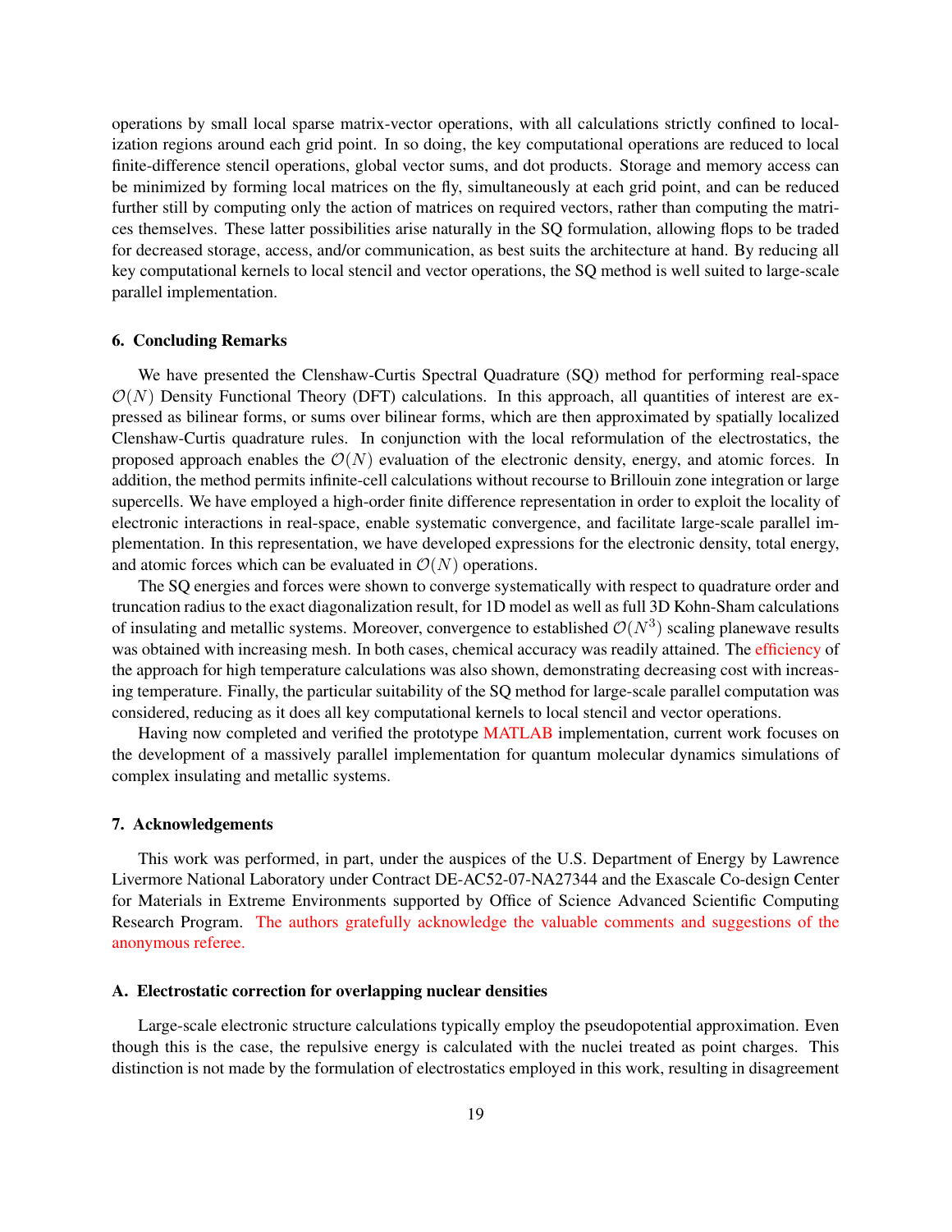operations by small local sparse matrix-vector operations, with all calculations strictly confined to localization regions around each grid point. In so doing, the key computational operations are reduced to local finite-difference stencil operations, global vector sums, and dot products. Storage and memory access can be minimized by forming local matrices on the fly, simultaneously at each grid point, and can be reduced further still by computing only the action of matrices on required vectors, rather than computing the matrices themselves. These latter possibilities arise naturally in the SQ formulation, allowing flops to be traded for decreased storage, access, and/or communication, as best suits the architecture at hand. By reducing all key computational kernels to local stencil and vector operations, the SQ method is well suited to large-scale parallel implementation.

### 6. Concluding Remarks

We have presented the Clenshaw-Curtis Spectral Quadrature (SQ) method for performing real-space $\mathcal{O}(N)$ Density Functional Theory (DFT) calculations. In this approach, all quantities of interest are expressed as bilinear forms, or sums over bilinear forms, which are then approximated by spatially localized Clenshaw-Curtis quadrature rules. In conjunction with the local reformulation of the electrostatics, the proposed approach enables the $\mathcal{O}(N)$ evaluation of the electronic density, energy, and atomic forces. In addition, the method permits infinite-cell calculations without recourse to Brillouin zone integration or large supercells. We have employed a high-order finite difference representation in order to exploit the locality of electronic interactions in real-space, enable systematic convergence, and facilitate large-scale parallel implementation. In this representation, we have developed expressions for the electronic density, total energy, and atomic forces which can be evaluated in $\mathcal{O}(N)$ operations.

The SQ energies and forces were shown to converge systematically with respect to quadrature order and truncation radius to the exact diagonalization result, for 1D model as well as full 3D Kohn-Sham calculations of insulating and metallic systems. Moreover, convergence to established $\mathcal{O}(N^3)$ scaling planewave results was obtained with increasing mesh. In both cases, chemical accuracy was readily attained. The efficiency of the approach for high temperature calculations was also shown, demonstrating decreasing cost with increasing temperature. Finally, the particular suitability of the SQ method for large-scale parallel computation was considered, reducing as it does all key computational kernels to local stencil and vector operations.

Having now completed and verified the prototype MATLAB implementation, current work focuses on the development of a massively parallel implementation for quantum molecular dynamics simulations of complex insulating and metallic systems.

### 7. Acknowledgements

This work was performed, in part, under the auspices of the U.S. Department of Energy by Lawrence Livermore National Laboratory under Contract DE-AC52-07-NA27344 and the Exascale Co-design Center for Materials in Extreme Environments supported by Office of Science Advanced Scientific Computing Research Program. The authors gratefully acknowledge the valuable comments and suggestions of the anonymous referee.

### A. Electrostatic correction for overlapping nuclear densities

Large-scale electronic structure calculations typically employ the pseudopotential approximation. Even though this is the case, the repulsive energy is calculated with the nuclei treated as point charges. This distinction is not made by the formulation of electrostatics employed in this work, resulting in disagreement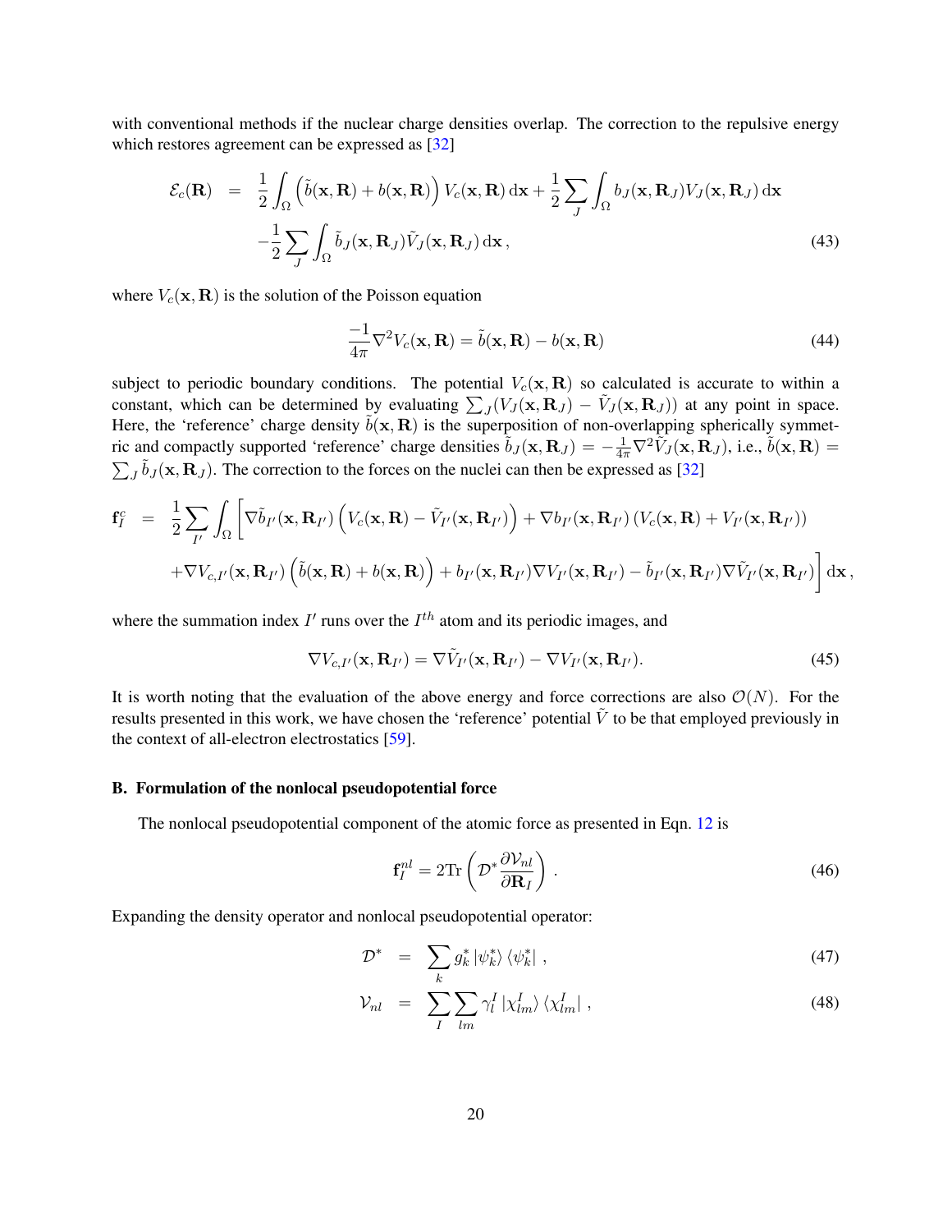with conventional methods if the nuclear charge densities overlap. The correction to the repulsive energy which restores agreement can be expressed as [32]

$$
\begin{aligned}
\mathcal{E}_c(\mathbf{R}) &= \frac{1}{2}\int_\Omega \left(\tilde{b}(\mathbf{x},\mathbf{R}) + b(\mathbf{x},\mathbf{R})\right) V_c(\mathbf{x},\mathbf{R})\,\mathrm{d}\mathbf{x} + \frac{1}{2}\sum_J \int_\Omega b_J(\mathbf{x},\mathbf{R}_J) V_J(\mathbf{x},\mathbf{R}_J)\,\mathrm{d}\mathbf{x} \\
&\quad - \frac{1}{2}\sum_J \int_\Omega \tilde{b}_J(\mathbf{x},\mathbf{R}_J)\tilde{V}_J(\mathbf{x},\mathbf{R}_J)\,\mathrm{d}\mathbf{x}\,,
\end{aligned} \tag{43}
$$

where $V_c(\mathbf{x},\mathbf{R})$ is the solution of the Poisson equation

$$
\frac{-1}{4\pi}\nabla^2 V_c(\mathbf{x},\mathbf{R}) = \tilde{b}(\mathbf{x},\mathbf{R}) - b(\mathbf{x},\mathbf{R}) \tag{44}
$$

subject to periodic boundary conditions. The potential $V_c(\mathbf{x},\mathbf{R})$ so calculated is accurate to within a constant, which can be determined by evaluating $\sum_J (V_J(\mathbf{x},\mathbf{R}_J) - \tilde{V}_J(\mathbf{x},\mathbf{R}_J))$ at any point in space. Here, the 'reference' charge density $\tilde{b}(\mathbf{x},\mathbf{R})$ is the superposition of non-overlapping spherically symmetric and compactly supported 'reference' charge densities $\tilde{b}_J(\mathbf{x},\mathbf{R}_J) = -\frac{1}{4\pi}\nabla^2\tilde{V}_J(\mathbf{x},\mathbf{R}_J)$, i.e., $\tilde{b}(\mathbf{x},\mathbf{R}) = \sum_J \tilde{b}_J(\mathbf{x},\mathbf{R}_J)$. The correction to the forces on the nuclei can then be expressed as [32]

$$
\begin{aligned}
\mathbf{f}_I^c &= \frac{1}{2}\sum_{I'}\int_\Omega \Big[\nabla\tilde{b}_{I'}(\mathbf{x},\mathbf{R}_{I'})\left(V_c(\mathbf{x},\mathbf{R}) - \tilde{V}_{I'}(\mathbf{x},\mathbf{R}_{I'})\right) + \nabla b_{I'}(\mathbf{x},\mathbf{R}_{I'})\left(V_c(\mathbf{x},\mathbf{R}) + V_{I'}(\mathbf{x},\mathbf{R}_{I'})\right) \\
&\quad + \nabla V_{c,I'}(\mathbf{x},\mathbf{R}_{I'})\left(\tilde{b}(\mathbf{x},\mathbf{R}) + b(\mathbf{x},\mathbf{R})\right) + b_{I'}(\mathbf{x},\mathbf{R}_{I'})\nabla V_{I'}(\mathbf{x},\mathbf{R}_{I'}) - \tilde{b}_{I'}(\mathbf{x},\mathbf{R}_{I'})\nabla\tilde{V}_{I'}(\mathbf{x},\mathbf{R}_{I'})\Big]\,\mathrm{d}\mathbf{x}\,,
\end{aligned}
$$

where the summation index $I'$ runs over the $I^{th}$ atom and its periodic images, and

$$
\nabla V_{c,I'}(\mathbf{x},\mathbf{R}_{I'}) = \nabla\tilde{V}_{I'}(\mathbf{x},\mathbf{R}_{I'}) - \nabla V_{I'}(\mathbf{x},\mathbf{R}_{I'}). \tag{45}
$$

It is worth noting that the evaluation of the above energy and force corrections are also $\mathcal{O}(N)$. For the results presented in this work, we have chosen the 'reference' potential $\tilde{V}$ to be that employed previously in the context of all-electron electrostatics [59].

### B. Formulation of the nonlocal pseudopotential force

The nonlocal pseudopotential component of the atomic force as presented in Eqn. 12 is

$$
\mathbf{f}_I^{nl} = 2\mathrm{Tr}\left(\mathcal{D}^*\frac{\partial\mathcal{V}_{nl}}{\partial\mathbf{R}_I}\right). \tag{46}
$$

Expanding the density operator and nonlocal pseudopotential operator:

$$
\mathcal{D}^* = \sum_k g_k^* \left|\psi_k^*\right\rangle\left\langle\psi_k^*\right|\,, \tag{47}
$$

$$
\mathcal{V}_{nl} = \sum_I\sum_{lm}\gamma_l^I \left|\chi_{lm}^I\right\rangle\left\langle\chi_{lm}^I\right|\,, \tag{48}
$$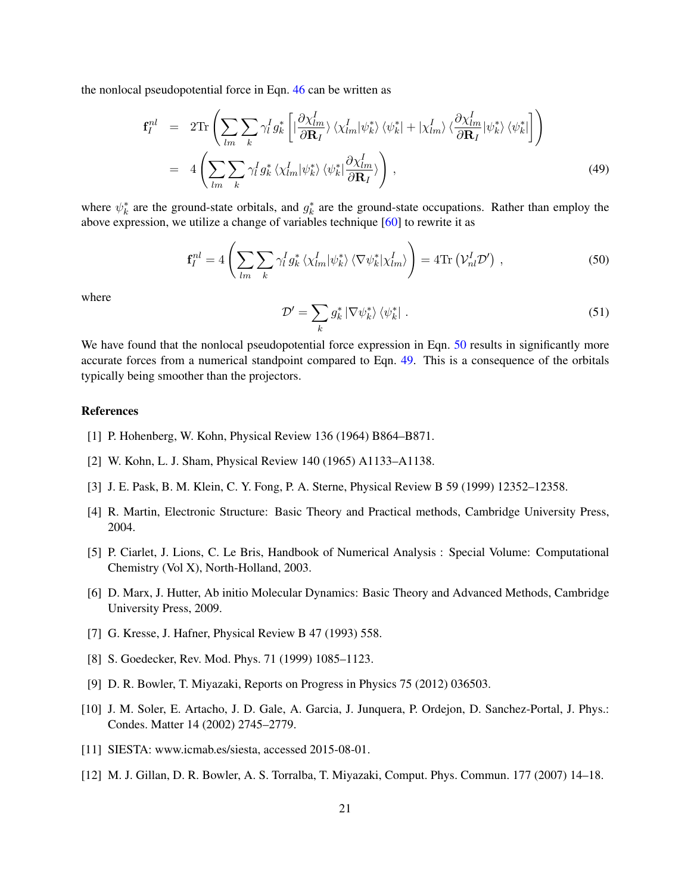the nonlocal pseudopotential force in Eqn. 46 can be written as

$$
\begin{aligned}
\mathbf{f}_I^{nl} &= 2\mathrm{Tr}\left(\sum_{lm}\sum_{k}\gamma_l^I\, g_k^*\left[\left|\frac{\partial \chi_{lm}^I}{\partial \mathbf{R}_I}\right\rangle \left\langle \chi_{lm}^I|\psi_k^*\right\rangle \left\langle \psi_k^*\right| + \left|\chi_{lm}^I\right\rangle \left\langle \frac{\partial \chi_{lm}^I}{\partial \mathbf{R}_I}|\psi_k^*\right\rangle \left\langle \psi_k^*\right|\right]\right) \\
&= 4\left(\sum_{lm}\sum_{k}\gamma_l^I\, g_k^* \left\langle \chi_{lm}^I|\psi_k^*\right\rangle \left\langle \psi_k^*\left|\frac{\partial \chi_{lm}^I}{\partial \mathbf{R}_I}\right.\right\rangle\right) ,
\end{aligned}
\tag{49}
$$

where $\psi_k^*$ are the ground-state orbitals, and $g_k^*$ are the ground-state occupations. Rather than employ the above expression, we utilize a change of variables technique [60] to rewrite it as

$$
\mathbf{f}_I^{nl} = 4\left(\sum_{lm}\sum_{k}\gamma_l^I\, g_k^* \left\langle \chi_{lm}^I|\psi_k^*\right\rangle \left\langle \nabla\psi_k^*|\chi_{lm}^I\right\rangle\right) = 4\mathrm{Tr}\left(\mathcal{V}_{nl}^I \mathcal{D}'\right) ,
\tag{50}
$$

where

$$
\mathcal{D}' = \sum_k g_k^* \left|\nabla\psi_k^*\right\rangle \left\langle \psi_k^*\right| .
\tag{51}
$$

We have found that the nonlocal pseudopotential force expression in Eqn. 50 results in significantly more accurate forces from a numerical standpoint compared to Eqn. 49. This is a consequence of the orbitals typically being smoother than the projectors.

## References

[1] P. Hohenberg, W. Kohn, Physical Review 136 (1964) B864–B871.

[2] W. Kohn, L. J. Sham, Physical Review 140 (1965) A1133–A1138.

[3] J. E. Pask, B. M. Klein, C. Y. Fong, P. A. Sterne, Physical Review B 59 (1999) 12352–12358.

[4] R. Martin, Electronic Structure: Basic Theory and Practical methods, Cambridge University Press, 2004.

[5] P. Ciarlet, J. Lions, C. Le Bris, Handbook of Numerical Analysis : Special Volume: Computational Chemistry (Vol X), North-Holland, 2003.

[6] D. Marx, J. Hutter, Ab initio Molecular Dynamics: Basic Theory and Advanced Methods, Cambridge University Press, 2009.

[7] G. Kresse, J. Hafner, Physical Review B 47 (1993) 558.

[8] S. Goedecker, Rev. Mod. Phys. 71 (1999) 1085–1123.

[9] D. R. Bowler, T. Miyazaki, Reports on Progress in Physics 75 (2012) 036503.

[10] J. M. Soler, E. Artacho, J. D. Gale, A. Garcia, J. Junquera, P. Ordejon, D. Sanchez-Portal, J. Phys.: Condes. Matter 14 (2002) 2745–2779.

[11] SIESTA: www.icmab.es/siesta, accessed 2015-08-01.

[12] M. J. Gillan, D. R. Bowler, A. S. Torralba, T. Miyazaki, Comput. Phys. Commun. 177 (2007) 14–18.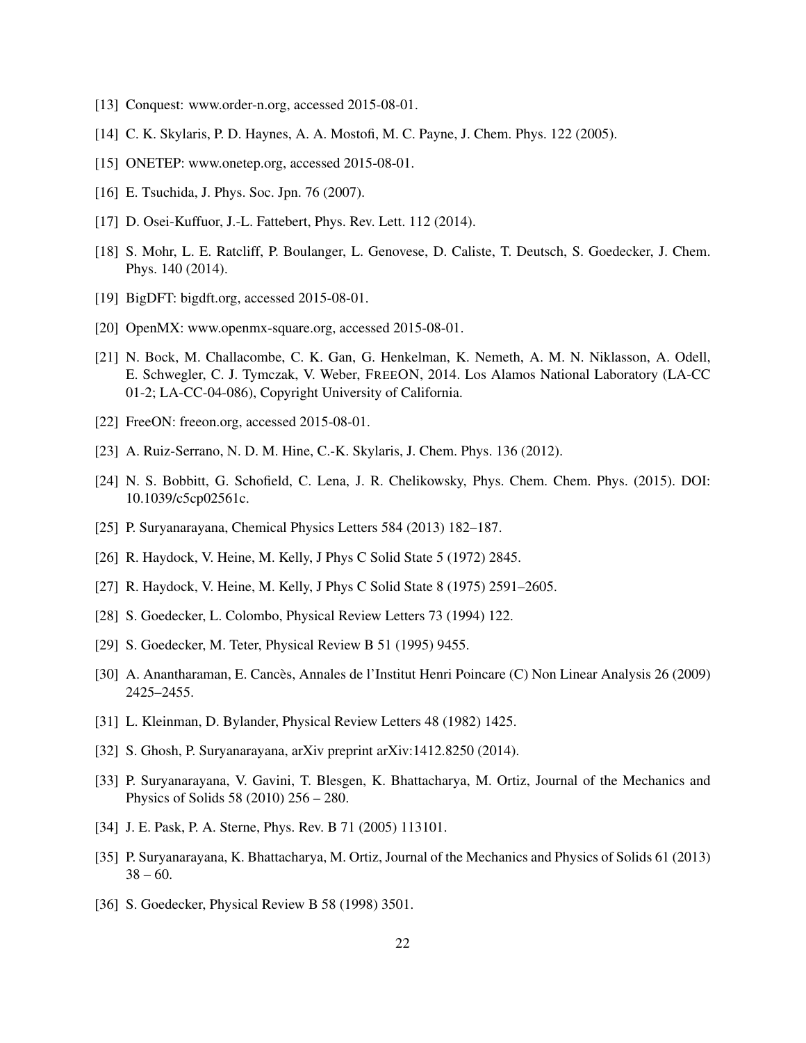[13] Conquest: www.order-n.org, accessed 2015-08-01.

[14] C. K. Skylaris, P. D. Haynes, A. A. Mostofi, M. C. Payne, J. Chem. Phys. 122 (2005).

[15] ONETEP: www.onetep.org, accessed 2015-08-01.

[16] E. Tsuchida, J. Phys. Soc. Jpn. 76 (2007).

[17] D. Osei-Kuffuor, J.-L. Fattebert, Phys. Rev. Lett. 112 (2014).

[18] S. Mohr, L. E. Ratcliff, P. Boulanger, L. Genovese, D. Caliste, T. Deutsch, S. Goedecker, J. Chem. Phys. 140 (2014).

[19] BigDFT: bigdft.org, accessed 2015-08-01.

[20] OpenMX: www.openmx-square.org, accessed 2015-08-01.

[21] N. Bock, M. Challacombe, C. K. Gan, G. Henkelman, K. Nemeth, A. M. N. Niklasson, A. Odell, E. Schwegler, C. J. Tymczak, V. Weber, FreeON, 2014. Los Alamos National Laboratory (LA-CC 01-2; LA-CC-04-086), Copyright University of California.

[22] FreeON: freeon.org, accessed 2015-08-01.

[23] A. Ruiz-Serrano, N. D. M. Hine, C.-K. Skylaris, J. Chem. Phys. 136 (2012).

[24] N. S. Bobbitt, G. Schofield, C. Lena, J. R. Chelikowsky, Phys. Chem. Chem. Phys. (2015). DOI: 10.1039/c5cp02561c.

[25] P. Suryanarayana, Chemical Physics Letters 584 (2013) 182–187.

[26] R. Haydock, V. Heine, M. Kelly, J Phys C Solid State 5 (1972) 2845.

[27] R. Haydock, V. Heine, M. Kelly, J Phys C Solid State 8 (1975) 2591–2605.

[28] S. Goedecker, L. Colombo, Physical Review Letters 73 (1994) 122.

[29] S. Goedecker, M. Teter, Physical Review B 51 (1995) 9455.

[30] A. Anantharaman, E. Cancès, Annales de l'Institut Henri Poincare (C) Non Linear Analysis 26 (2009) 2425–2455.

[31] L. Kleinman, D. Bylander, Physical Review Letters 48 (1982) 1425.

[32] S. Ghosh, P. Suryanarayana, arXiv preprint arXiv:1412.8250 (2014).

[33] P. Suryanarayana, V. Gavini, T. Blesgen, K. Bhattacharya, M. Ortiz, Journal of the Mechanics and Physics of Solids 58 (2010) 256 – 280.

[34] J. E. Pask, P. A. Sterne, Phys. Rev. B 71 (2005) 113101.

[35] P. Suryanarayana, K. Bhattacharya, M. Ortiz, Journal of the Mechanics and Physics of Solids 61 (2013) 38 – 60.

[36] S. Goedecker, Physical Review B 58 (1998) 3501.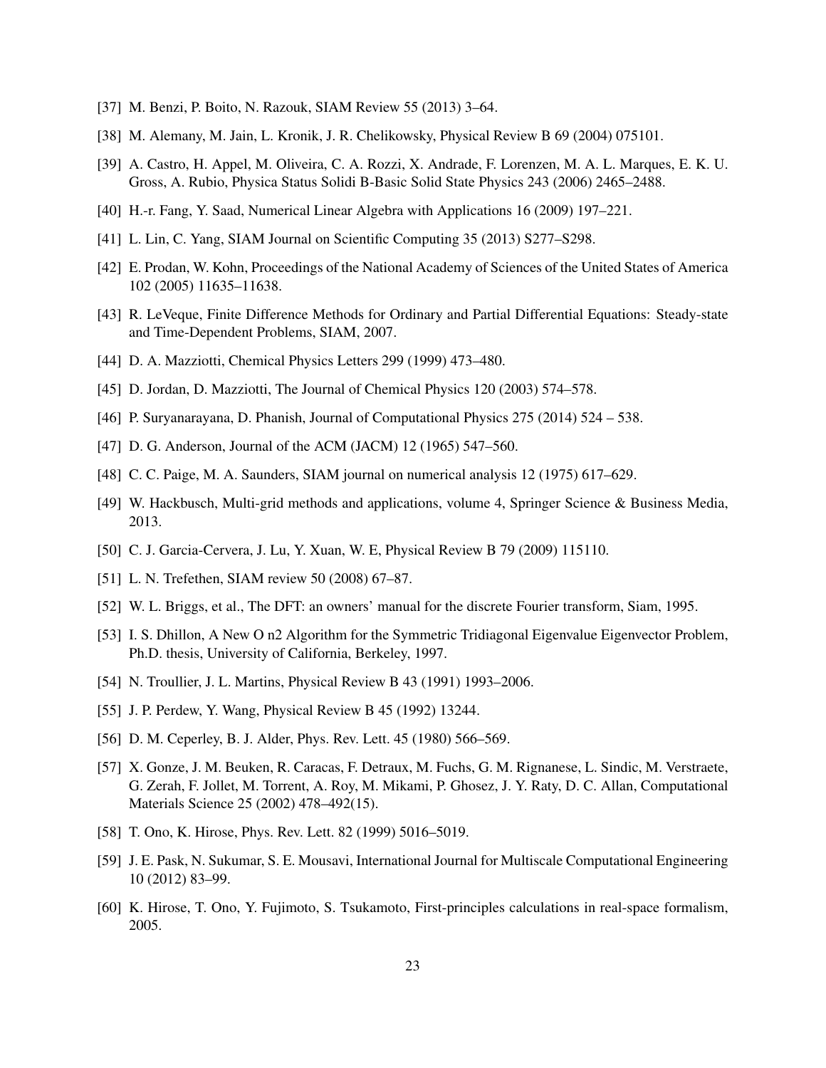[37] M. Benzi, P. Boito, N. Razouk, SIAM Review 55 (2013) 3–64.

[38] M. Alemany, M. Jain, L. Kronik, J. R. Chelikowsky, Physical Review B 69 (2004) 075101.

[39] A. Castro, H. Appel, M. Oliveira, C. A. Rozzi, X. Andrade, F. Lorenzen, M. A. L. Marques, E. K. U. Gross, A. Rubio, Physica Status Solidi B-Basic Solid State Physics 243 (2006) 2465–2488.

[40] H.-r. Fang, Y. Saad, Numerical Linear Algebra with Applications 16 (2009) 197–221.

[41] L. Lin, C. Yang, SIAM Journal on Scientific Computing 35 (2013) S277–S298.

[42] E. Prodan, W. Kohn, Proceedings of the National Academy of Sciences of the United States of America 102 (2005) 11635–11638.

[43] R. LeVeque, Finite Difference Methods for Ordinary and Partial Differential Equations: Steady-state and Time-Dependent Problems, SIAM, 2007.

[44] D. A. Mazziotti, Chemical Physics Letters 299 (1999) 473–480.

[45] D. Jordan, D. Mazziotti, The Journal of Chemical Physics 120 (2003) 574–578.

[46] P. Suryanarayana, D. Phanish, Journal of Computational Physics 275 (2014) 524 – 538.

[47] D. G. Anderson, Journal of the ACM (JACM) 12 (1965) 547–560.

[48] C. C. Paige, M. A. Saunders, SIAM journal on numerical analysis 12 (1975) 617–629.

[49] W. Hackbusch, Multi-grid methods and applications, volume 4, Springer Science & Business Media, 2013.

[50] C. J. Garcia-Cervera, J. Lu, Y. Xuan, W. E, Physical Review B 79 (2009) 115110.

[51] L. N. Trefethen, SIAM review 50 (2008) 67–87.

[52] W. L. Briggs, et al., The DFT: an owners' manual for the discrete Fourier transform, Siam, 1995.

[53] I. S. Dhillon, A New O n2 Algorithm for the Symmetric Tridiagonal Eigenvalue Eigenvector Problem, Ph.D. thesis, University of California, Berkeley, 1997.

[54] N. Troullier, J. L. Martins, Physical Review B 43 (1991) 1993–2006.

[55] J. P. Perdew, Y. Wang, Physical Review B 45 (1992) 13244.

[56] D. M. Ceperley, B. J. Alder, Phys. Rev. Lett. 45 (1980) 566–569.

[57] X. Gonze, J. M. Beuken, R. Caracas, F. Detraux, M. Fuchs, G. M. Rignanese, L. Sindic, M. Verstraete, G. Zerah, F. Jollet, M. Torrent, A. Roy, M. Mikami, P. Ghosez, J. Y. Raty, D. C. Allan, Computational Materials Science 25 (2002) 478–492(15).

[58] T. Ono, K. Hirose, Phys. Rev. Lett. 82 (1999) 5016–5019.

[59] J. E. Pask, N. Sukumar, S. E. Mousavi, International Journal for Multiscale Computational Engineering 10 (2012) 83–99.

[60] K. Hirose, T. Ono, Y. Fujimoto, S. Tsukamoto, First-principles calculations in real-space formalism, 2005.